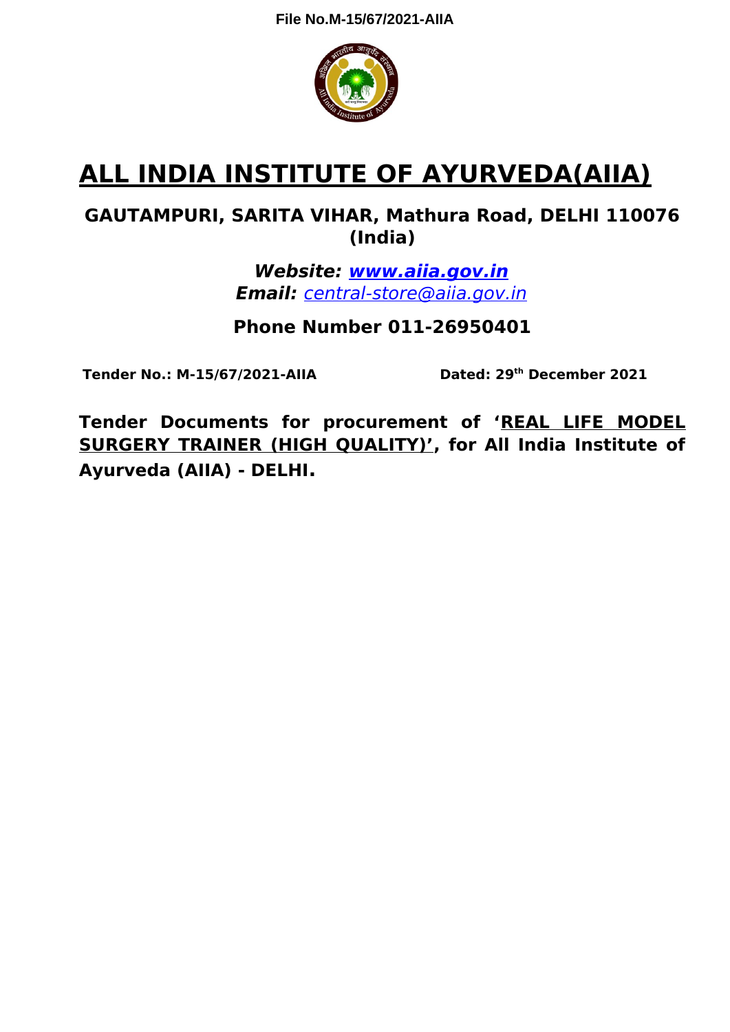File No.M-15/67/2021-AIIA

# ALL INDIA INSTITUTE OF AYURVEDA(AIIA)

## GAUTAMPURI, SARITA VIHAR, Mathura Road, DELHI 110076 (India)

***Website: www.aiia.gov.in***
***Email:*** *central-store@aiia.gov.in*

**Phone Number 011-26950401**

**Tender No.: M-15/67/2021-AIIA** **Dated: 29th December 2021**

**Tender Documents for procurement of 'REAL LIFE MODEL SURGERY TRAINER (HIGH QUALITY)', for All India Institute of Ayurveda (AIIA) - DELHI.**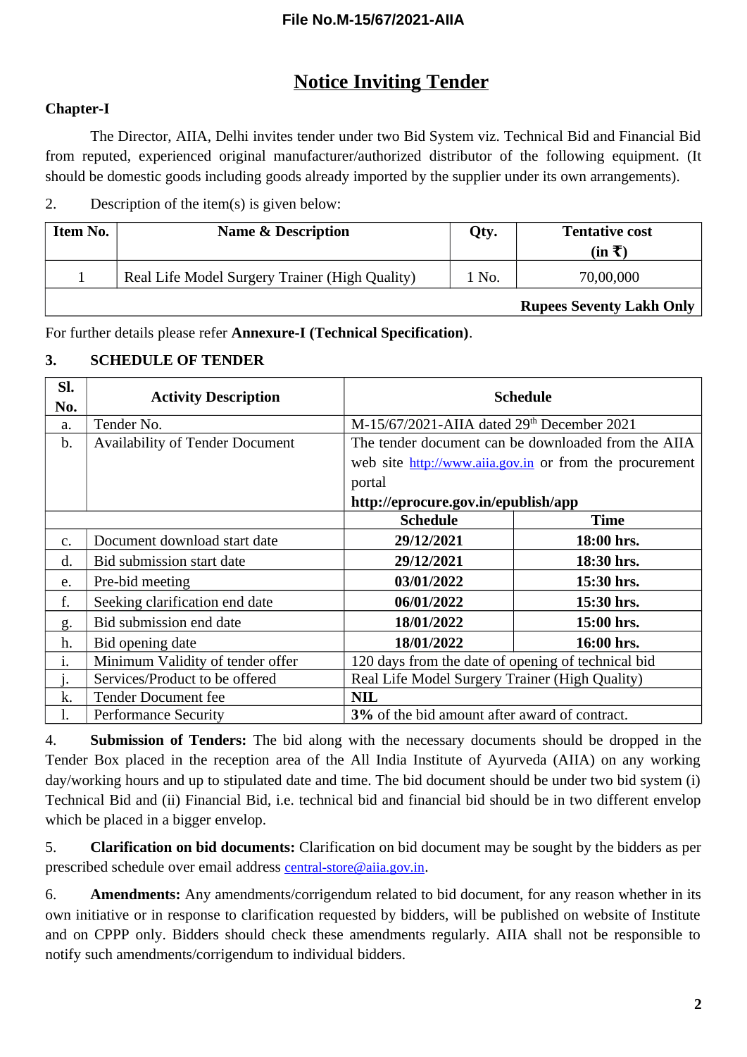**File No.M-15/67/2021-AIIA**

# Notice Inviting Tender

**Chapter-I**

The Director, AIIA, Delhi invites tender under two Bid System viz. Technical Bid and Financial Bid from reputed, experienced original manufacturer/authorized distributor of the following equipment. (It should be domestic goods including goods already imported by the supplier under its own arrangements).

2. Description of the item(s) is given below:

| Item No. | Name & Description | Qty. | Tentative cost (in ₹) |
|---|---|---|---|
| 1 | Real Life Model Surgery Trainer (High Quality) | 1 No. | 70,00,000 |
| | | | **Rupees Seventy Lakh Only** |

For further details please refer **Annexure-I (Technical Specification)**.

### 3. SCHEDULE OF TENDER

| Sl. No. | Activity Description | Schedule | |
|---|---|---|---|
| a. | Tender No. | M-15/67/2021-AIIA dated 29th December 2021 | |
| b. | Availability of Tender Document | The tender document can be downloaded from the AIIA web site http://www.aiia.gov.in or from the procurement portal **http://eprocure.gov.in/epublish/app** | |
| | | **Schedule** | **Time** |
| c. | Document download start date | **29/12/2021** | **18:00 hrs.** |
| d. | Bid submission start date | **29/12/2021** | **18:30 hrs.** |
| e. | Pre-bid meeting | **03/01/2022** | **15:30 hrs.** |
| f. | Seeking clarification end date | **06/01/2022** | **15:30 hrs.** |
| g. | Bid submission end date | **18/01/2022** | **15:00 hrs.** |
| h. | Bid opening date | **18/01/2022** | **16:00 hrs.** |
| i. | Minimum Validity of tender offer | 120 days from the date of opening of technical bid | |
| j. | Services/Product to be offered | Real Life Model Surgery Trainer (High Quality) | |
| k. | Tender Document fee | **NIL** | |
| l. | Performance Security | **3%** of the bid amount after award of contract. | |

4. **Submission of Tenders:** The bid along with the necessary documents should be dropped in the Tender Box placed in the reception area of the All India Institute of Ayurveda (AIIA) on any working day/working hours and up to stipulated date and time. The bid document should be under two bid system (i) Technical Bid and (ii) Financial Bid, i.e. technical bid and financial bid should be in two different envelop which be placed in a bigger envelop.

5. **Clarification on bid documents:** Clarification on bid document may be sought by the bidders as per prescribed schedule over email address central-store@aiia.gov.in.

6. **Amendments:** Any amendments/corrigendum related to bid document, for any reason whether in its own initiative or in response to clarification requested by bidders, will be published on website of Institute and on CPPP only. Bidders should check these amendments regularly. AIIA shall not be responsible to notify such amendments/corrigendum to individual bidders.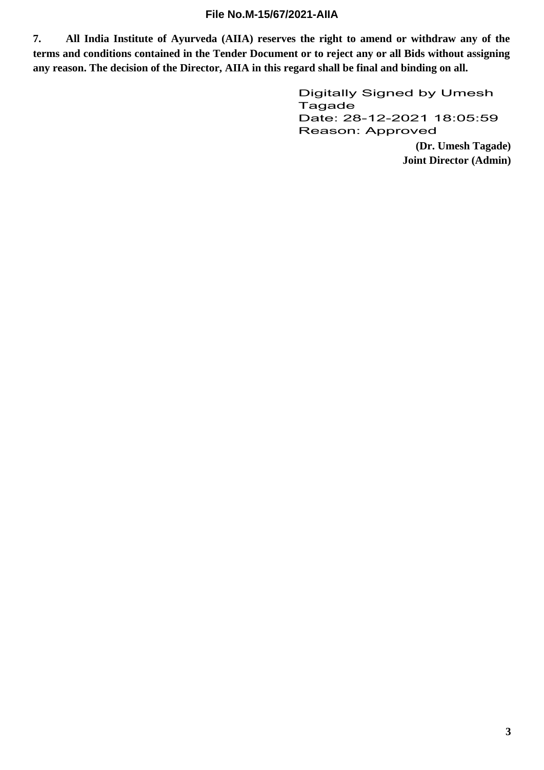**7. All India Institute of Ayurveda (AIIA) reserves the right to amend or withdraw any of the terms and conditions contained in the Tender Document or to reject any or all Bids without assigning any reason. The decision of the Director, AIIA in this regard shall be final and binding on all.**

Digitally Signed by Umesh Tagade
Date: 28-12-2021 18:05:59
Reason: Approved

**(Dr. Umesh Tagade)**
**Joint Director (Admin)**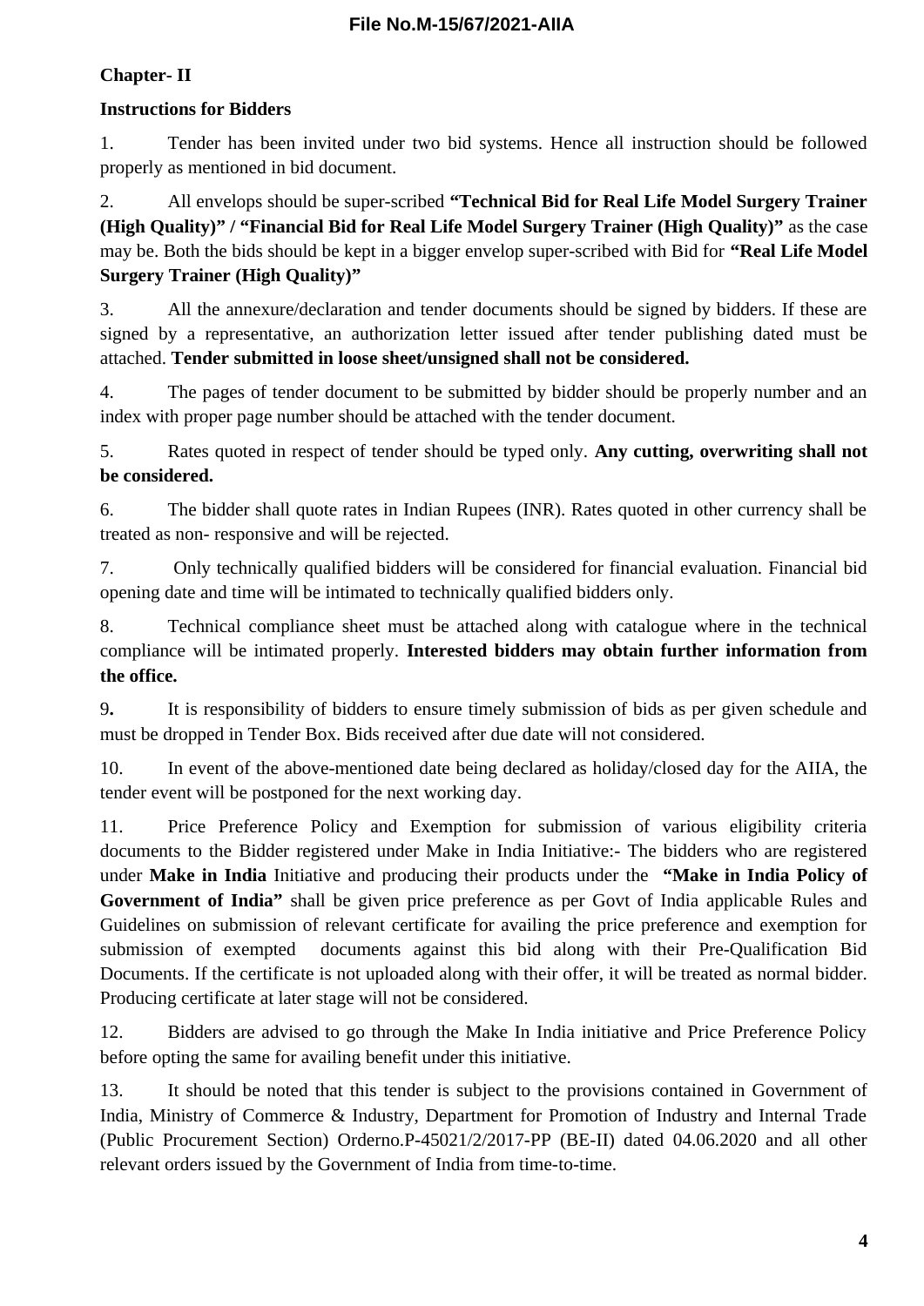**Chapter- II**

**Instructions for Bidders**

1. Tender has been invited under two bid systems. Hence all instruction should be followed properly as mentioned in bid document.

2. All envelops should be super-scribed **"Technical Bid for Real Life Model Surgery Trainer (High Quality)" / "Financial Bid for Real Life Model Surgery Trainer (High Quality)"** as the case may be. Both the bids should be kept in a bigger envelop super-scribed with Bid for **"Real Life Model Surgery Trainer (High Quality)"**

3. All the annexure/declaration and tender documents should be signed by bidders. If these are signed by a representative, an authorization letter issued after tender publishing dated must be attached. **Tender submitted in loose sheet/unsigned shall not be considered.**

4. The pages of tender document to be submitted by bidder should be properly number and an index with proper page number should be attached with the tender document.

5. Rates quoted in respect of tender should be typed only. **Any cutting, overwriting shall not be considered.**

6. The bidder shall quote rates in Indian Rupees (INR). Rates quoted in other currency shall be treated as non- responsive and will be rejected.

7. Only technically qualified bidders will be considered for financial evaluation. Financial bid opening date and time will be intimated to technically qualified bidders only.

8. Technical compliance sheet must be attached along with catalogue where in the technical compliance will be intimated properly. **Interested bidders may obtain further information from the office.**

9**.** It is responsibility of bidders to ensure timely submission of bids as per given schedule and must be dropped in Tender Box. Bids received after due date will not considered.

10. In event of the above-mentioned date being declared as holiday/closed day for the AIIA, the tender event will be postponed for the next working day.

11. Price Preference Policy and Exemption for submission of various eligibility criteria documents to the Bidder registered under Make in India Initiative:- The bidders who are registered under **Make in India** Initiative and producing their products under the **"Make in India Policy of Government of India"** shall be given price preference as per Govt of India applicable Rules and Guidelines on submission of relevant certificate for availing the price preference and exemption for submission of exempted documents against this bid along with their Pre-Qualification Bid Documents. If the certificate is not uploaded along with their offer, it will be treated as normal bidder. Producing certificate at later stage will not be considered.

12. Bidders are advised to go through the Make In India initiative and Price Preference Policy before opting the same for availing benefit under this initiative.

13. It should be noted that this tender is subject to the provisions contained in Government of India, Ministry of Commerce & Industry, Department for Promotion of Industry and Internal Trade (Public Procurement Section) Orderno.P-45021/2/2017-PP (BE-II) dated 04.06.2020 and all other relevant orders issued by the Government of India from time-to-time.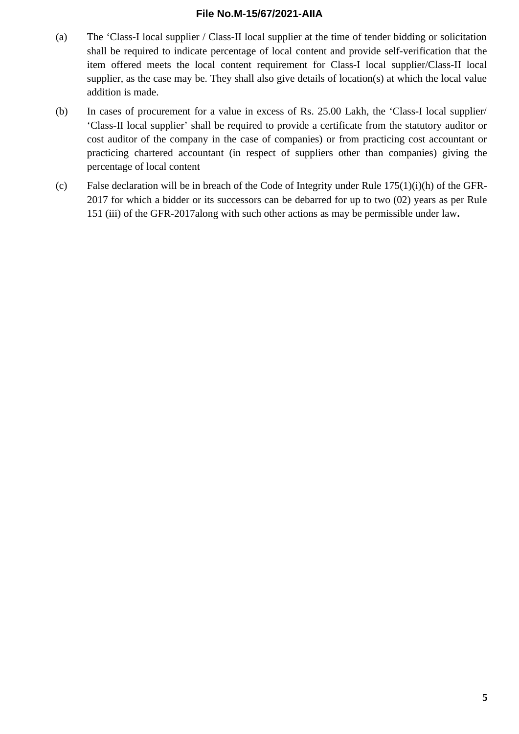(a) The 'Class-I local supplier / Class-II local supplier at the time of tender bidding or solicitation shall be required to indicate percentage of local content and provide self-verification that the item offered meets the local content requirement for Class-I local supplier/Class-II local supplier, as the case may be. They shall also give details of location(s) at which the local value addition is made.

(b) In cases of procurement for a value in excess of Rs. 25.00 Lakh, the 'Class-I local supplier/ 'Class-II local supplier' shall be required to provide a certificate from the statutory auditor or cost auditor of the company in the case of companies) or from practicing cost accountant or practicing chartered accountant (in respect of suppliers other than companies) giving the percentage of local content

(c) False declaration will be in breach of the Code of Integrity under Rule 175(1)(i)(h) of the GFR-2017 for which a bidder or its successors can be debarred for up to two (02) years as per Rule 151 (iii) of the GFR-2017along with such other actions as may be permissible under law**.**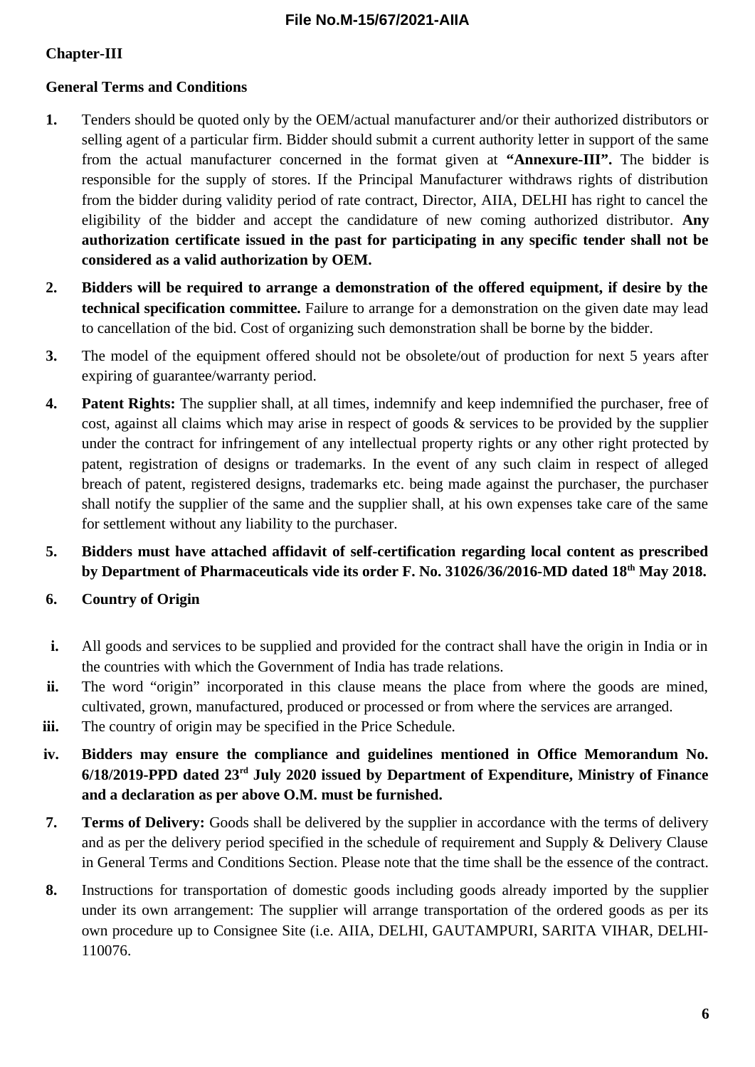**Chapter-III**

**General Terms and Conditions**

1. Tenders should be quoted only by the OEM/actual manufacturer and/or their authorized distributors or selling agent of a particular firm. Bidder should submit a current authority letter in support of the same from the actual manufacturer concerned in the format given at **"Annexure-III".** The bidder is responsible for the supply of stores. If the Principal Manufacturer withdraws rights of distribution from the bidder during validity period of rate contract, Director, AIIA, DELHI has right to cancel the eligibility of the bidder and accept the candidature of new coming authorized distributor. **Any authorization certificate issued in the past for participating in any specific tender shall not be considered as a valid authorization by OEM.**

2. **Bidders will be required to arrange a demonstration of the offered equipment, if desire by the technical specification committee.** Failure to arrange for a demonstration on the given date may lead to cancellation of the bid. Cost of organizing such demonstration shall be borne by the bidder.

3. The model of the equipment offered should not be obsolete/out of production for next 5 years after expiring of guarantee/warranty period.

4. **Patent Rights:** The supplier shall, at all times, indemnify and keep indemnified the purchaser, free of cost, against all claims which may arise in respect of goods & services to be provided by the supplier under the contract for infringement of any intellectual property rights or any other right protected by patent, registration of designs or trademarks. In the event of any such claim in respect of alleged breach of patent, registered designs, trademarks etc. being made against the purchaser, the purchaser shall notify the supplier of the same and the supplier shall, at his own expenses take care of the same for settlement without any liability to the purchaser.

5. **Bidders must have attached affidavit of self-certification regarding local content as prescribed by Department of Pharmaceuticals vide its order F. No. 31026/36/2016-MD dated 18th May 2018.**

6. **Country of Origin**

   i. All goods and services to be supplied and provided for the contract shall have the origin in India or in the countries with which the Government of India has trade relations.

   ii. The word "origin" incorporated in this clause means the place from where the goods are mined, cultivated, grown, manufactured, produced or processed or from where the services are arranged.

   iii. The country of origin may be specified in the Price Schedule.

   iv. **Bidders may ensure the compliance and guidelines mentioned in Office Memorandum No. 6/18/2019-PPD dated 23rd July 2020 issued by Department of Expenditure, Ministry of Finance and a declaration as per above O.M. must be furnished.**

7. **Terms of Delivery:** Goods shall be delivered by the supplier in accordance with the terms of delivery and as per the delivery period specified in the schedule of requirement and Supply & Delivery Clause in General Terms and Conditions Section. Please note that the time shall be the essence of the contract.

8. Instructions for transportation of domestic goods including goods already imported by the supplier under its own arrangement: The supplier will arrange transportation of the ordered goods as per its own procedure up to Consignee Site (i.e. AIIA, DELHI, GAUTAMPURI, SARITA VIHAR, DELHI-110076.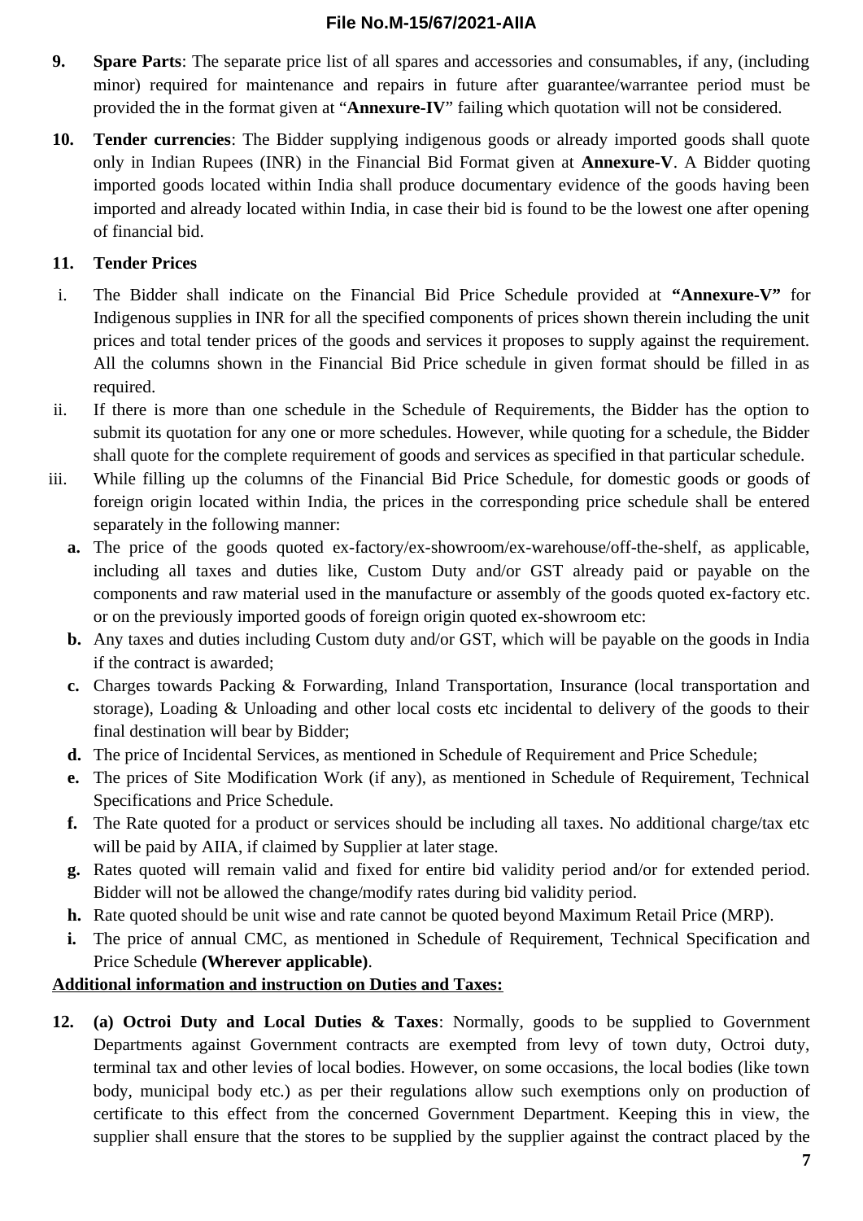9. **Spare Parts**: The separate price list of all spares and accessories and consumables, if any, (including minor) required for maintenance and repairs in future after guarantee/warrantee period must be provided the in the format given at "**Annexure-IV**" failing which quotation will not be considered.

10. **Tender currencies**: The Bidder supplying indigenous goods or already imported goods shall quote only in Indian Rupees (INR) in the Financial Bid Format given at **Annexure-V**. A Bidder quoting imported goods located within India shall produce documentary evidence of the goods having been imported and already located within India, in case their bid is found to be the lowest one after opening of financial bid.

11. **Tender Prices**

i. The Bidder shall indicate on the Financial Bid Price Schedule provided at **"Annexure-V"** for Indigenous supplies in INR for all the specified components of prices shown therein including the unit prices and total tender prices of the goods and services it proposes to supply against the requirement. All the columns shown in the Financial Bid Price schedule in given format should be filled in as required.

ii. If there is more than one schedule in the Schedule of Requirements, the Bidder has the option to submit its quotation for any one or more schedules. However, while quoting for a schedule, the Bidder shall quote for the complete requirement of goods and services as specified in that particular schedule.

iii. While filling up the columns of the Financial Bid Price Schedule, for domestic goods or goods of foreign origin located within India, the prices in the corresponding price schedule shall be entered separately in the following manner:

   **a.** The price of the goods quoted ex-factory/ex-showroom/ex-warehouse/off-the-shelf, as applicable, including all taxes and duties like, Custom Duty and/or GST already paid or payable on the components and raw material used in the manufacture or assembly of the goods quoted ex-factory etc. or on the previously imported goods of foreign origin quoted ex-showroom etc:

   **b.** Any taxes and duties including Custom duty and/or GST, which will be payable on the goods in India if the contract is awarded;

   **c.** Charges towards Packing & Forwarding, Inland Transportation, Insurance (local transportation and storage), Loading & Unloading and other local costs etc incidental to delivery of the goods to their final destination will bear by Bidder;

   **d.** The price of Incidental Services, as mentioned in Schedule of Requirement and Price Schedule;

   **e.** The prices of Site Modification Work (if any), as mentioned in Schedule of Requirement, Technical Specifications and Price Schedule.

   **f.** The Rate quoted for a product or services should be including all taxes. No additional charge/tax etc will be paid by AIIA, if claimed by Supplier at later stage.

   **g.** Rates quoted will remain valid and fixed for entire bid validity period and/or for extended period. Bidder will not be allowed the change/modify rates during bid validity period.

   **h.** Rate quoted should be unit wise and rate cannot be quoted beyond Maximum Retail Price (MRP).

   **i.** The price of annual CMC, as mentioned in Schedule of Requirement, Technical Specification and Price Schedule **(Wherever applicable)**.

**<u>Additional information and instruction on Duties and Taxes:</u>**

12. **(a) Octroi Duty and Local Duties & Taxes**: Normally, goods to be supplied to Government Departments against Government contracts are exempted from levy of town duty, Octroi duty, terminal tax and other levies of local bodies. However, on some occasions, the local bodies (like town body, municipal body etc.) as per their regulations allow such exemptions only on production of certificate to this effect from the concerned Government Department. Keeping this in view, the supplier shall ensure that the stores to be supplied by the supplier against the contract placed by the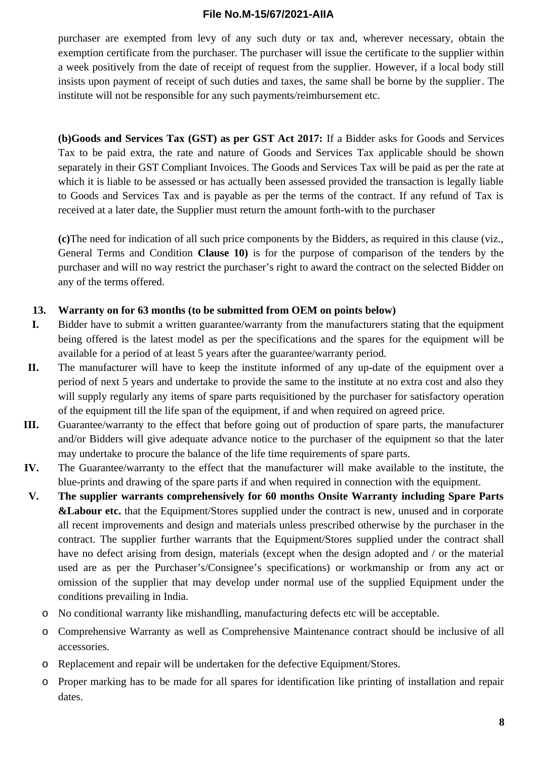purchaser are exempted from levy of any such duty or tax and, wherever necessary, obtain the exemption certificate from the purchaser. The purchaser will issue the certificate to the supplier within a week positively from the date of receipt of request from the supplier. However, if a local body still insists upon payment of receipt of such duties and taxes, the same shall be borne by the supplier. The institute will not be responsible for any such payments/reimbursement etc.

**(b)Goods and Services Tax (GST) as per GST Act 2017:** If a Bidder asks for Goods and Services Tax to be paid extra, the rate and nature of Goods and Services Tax applicable should be shown separately in their GST Compliant Invoices. The Goods and Services Tax will be paid as per the rate at which it is liable to be assessed or has actually been assessed provided the transaction is legally liable to Goods and Services Tax and is payable as per the terms of the contract. If any refund of Tax is received at a later date, the Supplier must return the amount forth-with to the purchaser

**(c)**The need for indication of all such price components by the Bidders, as required in this clause (viz., General Terms and Condition **Clause 10)** is for the purpose of comparison of the tenders by the purchaser and will no way restrict the purchaser's right to award the contract on the selected Bidder on any of the terms offered.

**13. Warranty on for 63 months (to be submitted from OEM on points below)**

I. Bidder have to submit a written guarantee/warranty from the manufacturers stating that the equipment being offered is the latest model as per the specifications and the spares for the equipment will be available for a period of at least 5 years after the guarantee/warranty period.

II. The manufacturer will have to keep the institute informed of any up-date of the equipment over a period of next 5 years and undertake to provide the same to the institute at no extra cost and also they will supply regularly any items of spare parts requisitioned by the purchaser for satisfactory operation of the equipment till the life span of the equipment, if and when required on agreed price.

III. Guarantee/warranty to the effect that before going out of production of spare parts, the manufacturer and/or Bidders will give adequate advance notice to the purchaser of the equipment so that the later may undertake to procure the balance of the life time requirements of spare parts.

IV. The Guarantee/warranty to the effect that the manufacturer will make available to the institute, the blue-prints and drawing of the spare parts if and when required in connection with the equipment.

V. **The supplier warrants comprehensively for 60 months Onsite Warranty including Spare Parts &Labour etc.** that the Equipment/Stores supplied under the contract is new, unused and in corporate all recent improvements and design and materials unless prescribed otherwise by the purchaser in the contract. The supplier further warrants that the Equipment/Stores supplied under the contract shall have no defect arising from design, materials (except when the design adopted and / or the material used are as per the Purchaser's/Consignee's specifications) or workmanship or from any act or omission of the supplier that may develop under normal use of the supplied Equipment under the conditions prevailing in India.

- No conditional warranty like mishandling, manufacturing defects etc will be acceptable.
- Comprehensive Warranty as well as Comprehensive Maintenance contract should be inclusive of all accessories.
- Replacement and repair will be undertaken for the defective Equipment/Stores.
- Proper marking has to be made for all spares for identification like printing of installation and repair dates.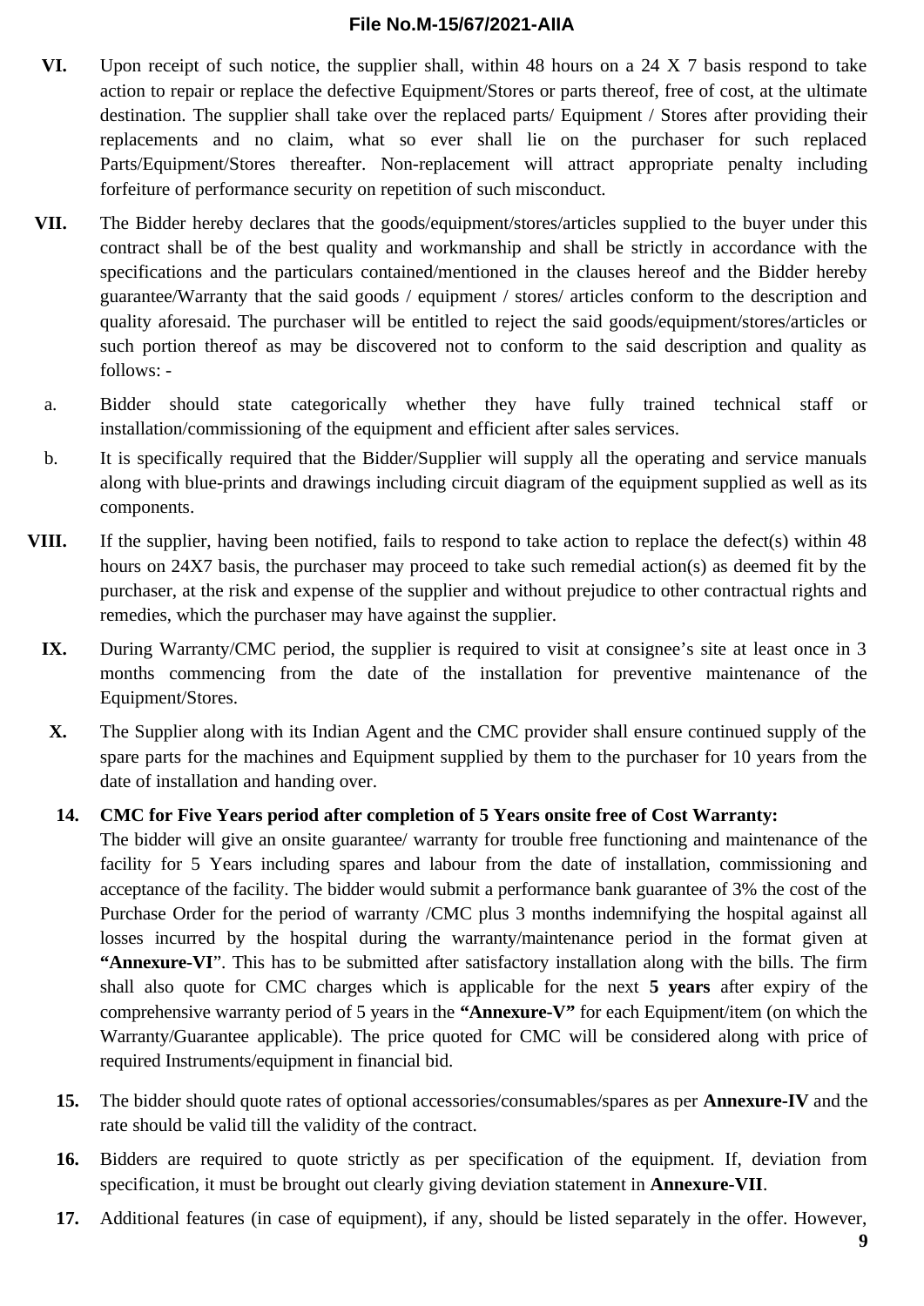**VI.** Upon receipt of such notice, the supplier shall, within 48 hours on a 24 X 7 basis respond to take action to repair or replace the defective Equipment/Stores or parts thereof, free of cost, at the ultimate destination. The supplier shall take over the replaced parts/ Equipment / Stores after providing their replacements and no claim, what so ever shall lie on the purchaser for such replaced Parts/Equipment/Stores thereafter. Non-replacement will attract appropriate penalty including forfeiture of performance security on repetition of such misconduct.

**VII.** The Bidder hereby declares that the goods/equipment/stores/articles supplied to the buyer under this contract shall be of the best quality and workmanship and shall be strictly in accordance with the specifications and the particulars contained/mentioned in the clauses hereof and the Bidder hereby guarantee/Warranty that the said goods / equipment / stores/ articles conform to the description and quality aforesaid. The purchaser will be entitled to reject the said goods/equipment/stores/articles or such portion thereof as may be discovered not to conform to the said description and quality as follows: -

a. Bidder should state categorically whether they have fully trained technical staff or installation/commissioning of the equipment and efficient after sales services.

b. It is specifically required that the Bidder/Supplier will supply all the operating and service manuals along with blue-prints and drawings including circuit diagram of the equipment supplied as well as its components.

**VIII.** If the supplier, having been notified, fails to respond to take action to replace the defect(s) within 48 hours on 24X7 basis, the purchaser may proceed to take such remedial action(s) as deemed fit by the purchaser, at the risk and expense of the supplier and without prejudice to other contractual rights and remedies, which the purchaser may have against the supplier.

**IX.** During Warranty/CMC period, the supplier is required to visit at consignee's site at least once in 3 months commencing from the date of the installation for preventive maintenance of the Equipment/Stores.

**X.** The Supplier along with its Indian Agent and the CMC provider shall ensure continued supply of the spare parts for the machines and Equipment supplied by them to the purchaser for 10 years from the date of installation and handing over.

**14. CMC for Five Years period after completion of 5 Years onsite free of Cost Warranty:**
The bidder will give an onsite guarantee/ warranty for trouble free functioning and maintenance of the facility for 5 Years including spares and labour from the date of installation, commissioning and acceptance of the facility. The bidder would submit a performance bank guarantee of 3% the cost of the Purchase Order for the period of warranty /CMC plus 3 months indemnifying the hospital against all losses incurred by the hospital during the warranty/maintenance period in the format given at **"Annexure-VI**". This has to be submitted after satisfactory installation along with the bills. The firm shall also quote for CMC charges which is applicable for the next **5 years** after expiry of the comprehensive warranty period of 5 years in the **"Annexure-V"** for each Equipment/item (on which the Warranty/Guarantee applicable). The price quoted for CMC will be considered along with price of required Instruments/equipment in financial bid.

**15.** The bidder should quote rates of optional accessories/consumables/spares as per **Annexure-IV** and the rate should be valid till the validity of the contract.

**16.** Bidders are required to quote strictly as per specification of the equipment. If, deviation from specification, it must be brought out clearly giving deviation statement in **Annexure-VII**.

**17.** Additional features (in case of equipment), if any, should be listed separately in the offer. However,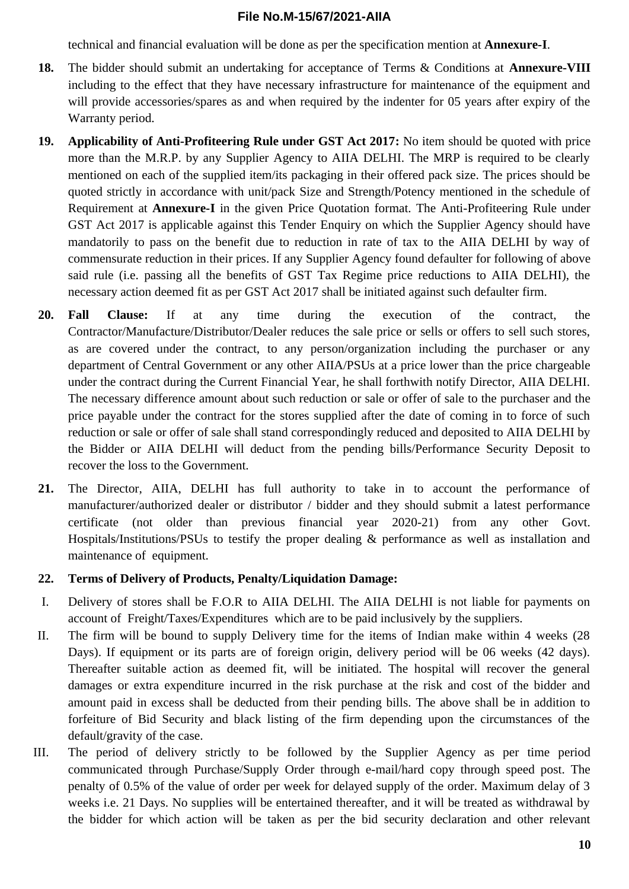technical and financial evaluation will be done as per the specification mention at **Annexure-I**.

**18.** The bidder should submit an undertaking for acceptance of Terms & Conditions at **Annexure-VIII** including to the effect that they have necessary infrastructure for maintenance of the equipment and will provide accessories/spares as and when required by the indenter for 05 years after expiry of the Warranty period.

**19. Applicability of Anti-Profiteering Rule under GST Act 2017:** No item should be quoted with price more than the M.R.P. by any Supplier Agency to AIIA DELHI. The MRP is required to be clearly mentioned on each of the supplied item/its packaging in their offered pack size. The prices should be quoted strictly in accordance with unit/pack Size and Strength/Potency mentioned in the schedule of Requirement at **Annexure-I** in the given Price Quotation format. The Anti-Profiteering Rule under GST Act 2017 is applicable against this Tender Enquiry on which the Supplier Agency should have mandatorily to pass on the benefit due to reduction in rate of tax to the AIIA DELHI by way of commensurate reduction in their prices. If any Supplier Agency found defaulter for following of above said rule (i.e. passing all the benefits of GST Tax Regime price reductions to AIIA DELHI), the necessary action deemed fit as per GST Act 2017 shall be initiated against such defaulter firm.

**20. Fall Clause:** If at any time during the execution of the contract, the Contractor/Manufacture/Distributor/Dealer reduces the sale price or sells or offers to sell such stores, as are covered under the contract, to any person/organization including the purchaser or any department of Central Government or any other AIIA/PSUs at a price lower than the price chargeable under the contract during the Current Financial Year, he shall forthwith notify Director, AIIA DELHI. The necessary difference amount about such reduction or sale or offer of sale to the purchaser and the price payable under the contract for the stores supplied after the date of coming in to force of such reduction or sale or offer of sale shall stand correspondingly reduced and deposited to AIIA DELHI by the Bidder or AIIA DELHI will deduct from the pending bills/Performance Security Deposit to recover the loss to the Government.

**21.** The Director, AIIA, DELHI has full authority to take in to account the performance of manufacturer/authorized dealer or distributor / bidder and they should submit a latest performance certificate (not older than previous financial year 2020-21) from any other Govt. Hospitals/Institutions/PSUs to testify the proper dealing & performance as well as installation and maintenance of equipment.

**22. Terms of Delivery of Products, Penalty/Liquidation Damage:**

I. Delivery of stores shall be F.O.R to AIIA DELHI. The AIIA DELHI is not liable for payments on account of Freight/Taxes/Expenditures which are to be paid inclusively by the suppliers.

II. The firm will be bound to supply Delivery time for the items of Indian make within 4 weeks (28 Days). If equipment or its parts are of foreign origin, delivery period will be 06 weeks (42 days). Thereafter suitable action as deemed fit, will be initiated. The hospital will recover the general damages or extra expenditure incurred in the risk purchase at the risk and cost of the bidder and amount paid in excess shall be deducted from their pending bills. The above shall be in addition to forfeiture of Bid Security and black listing of the firm depending upon the circumstances of the default/gravity of the case.

III. The period of delivery strictly to be followed by the Supplier Agency as per time period communicated through Purchase/Supply Order through e-mail/hard copy through speed post. The penalty of 0.5% of the value of order per week for delayed supply of the order. Maximum delay of 3 weeks i.e. 21 Days. No supplies will be entertained thereafter, and it will be treated as withdrawal by the bidder for which action will be taken as per the bid security declaration and other relevant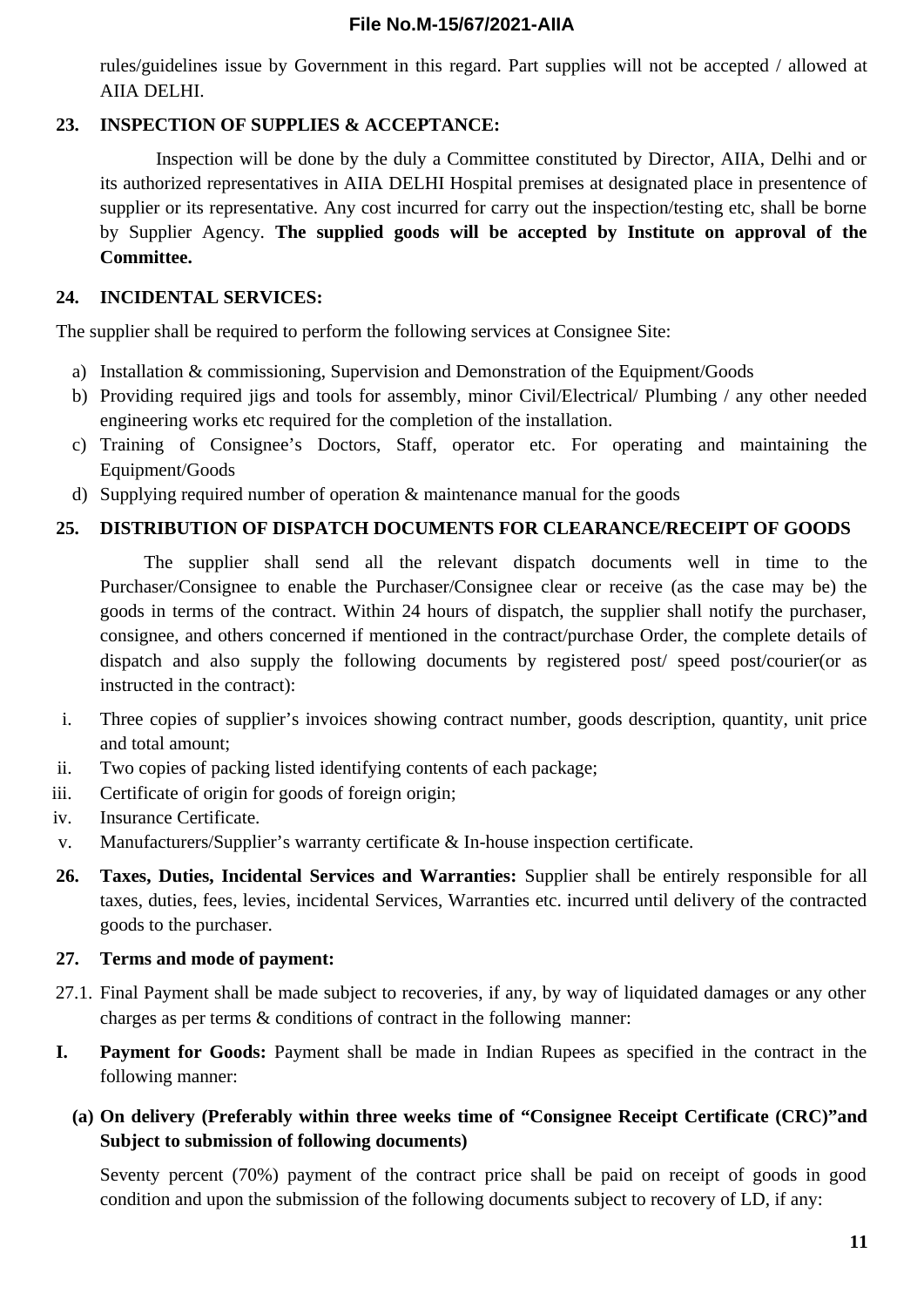rules/guidelines issue by Government in this regard. Part supplies will not be accepted / allowed at AIIA DELHI.

**23. INSPECTION OF SUPPLIES & ACCEPTANCE:**

Inspection will be done by the duly a Committee constituted by Director, AIIA, Delhi and or its authorized representatives in AIIA DELHI Hospital premises at designated place in presentence of supplier or its representative. Any cost incurred for carry out the inspection/testing etc, shall be borne by Supplier Agency. **The supplied goods will be accepted by Institute on approval of the Committee.**

**24. INCIDENTAL SERVICES:**

The supplier shall be required to perform the following services at Consignee Site:

a) Installation & commissioning, Supervision and Demonstration of the Equipment/Goods
b) Providing required jigs and tools for assembly, minor Civil/Electrical/ Plumbing / any other needed engineering works etc required for the completion of the installation.
c) Training of Consignee's Doctors, Staff, operator etc. For operating and maintaining the Equipment/Goods
d) Supplying required number of operation & maintenance manual for the goods

**25. DISTRIBUTION OF DISPATCH DOCUMENTS FOR CLEARANCE/RECEIPT OF GOODS**

The supplier shall send all the relevant dispatch documents well in time to the Purchaser/Consignee to enable the Purchaser/Consignee clear or receive (as the case may be) the goods in terms of the contract. Within 24 hours of dispatch, the supplier shall notify the purchaser, consignee, and others concerned if mentioned in the contract/purchase Order, the complete details of dispatch and also supply the following documents by registered post/ speed post/courier(or as instructed in the contract):

i. Three copies of supplier's invoices showing contract number, goods description, quantity, unit price and total amount;
ii. Two copies of packing listed identifying contents of each package;
iii. Certificate of origin for goods of foreign origin;
iv. Insurance Certificate.
v. Manufacturers/Supplier's warranty certificate & In-house inspection certificate.

**26. Taxes, Duties, Incidental Services and Warranties:** Supplier shall be entirely responsible for all taxes, duties, fees, levies, incidental Services, Warranties etc. incurred until delivery of the contracted goods to the purchaser.

**27. Terms and mode of payment:**

27.1. Final Payment shall be made subject to recoveries, if any, by way of liquidated damages or any other charges as per terms & conditions of contract in the following manner:

**I. Payment for Goods:** Payment shall be made in Indian Rupees as specified in the contract in the following manner:

**(a) On delivery (Preferably within three weeks time of "Consignee Receipt Certificate (CRC)"and Subject to submission of following documents)**

Seventy percent (70%) payment of the contract price shall be paid on receipt of goods in good condition and upon the submission of the following documents subject to recovery of LD, if any: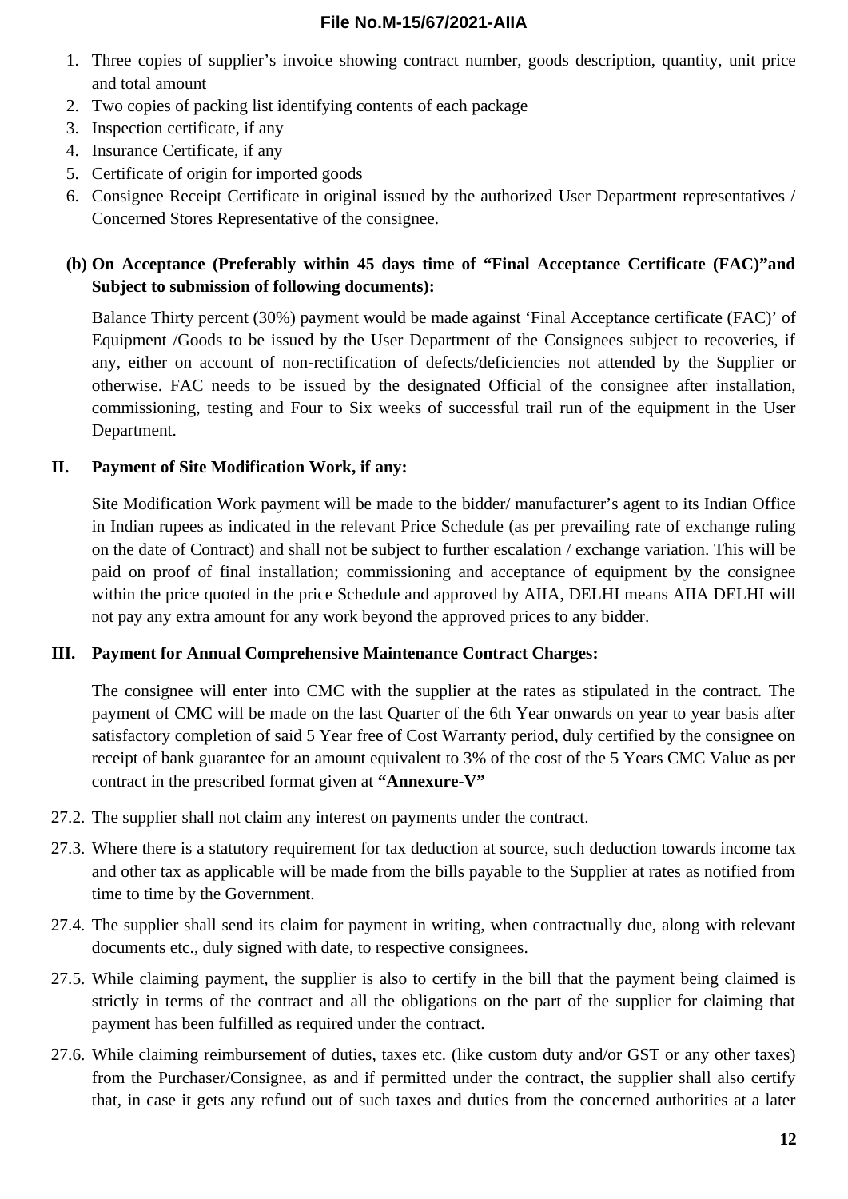1. Three copies of supplier's invoice showing contract number, goods description, quantity, unit price and total amount
2. Two copies of packing list identifying contents of each package
3. Inspection certificate, if any
4. Insurance Certificate, if any
5. Certificate of origin for imported goods
6. Consignee Receipt Certificate in original issued by the authorized User Department representatives / Concerned Stores Representative of the consignee.

**(b) On Acceptance (Preferably within 45 days time of "Final Acceptance Certificate (FAC)"and Subject to submission of following documents):**

Balance Thirty percent (30%) payment would be made against 'Final Acceptance certificate (FAC)' of Equipment /Goods to be issued by the User Department of the Consignees subject to recoveries, if any, either on account of non-rectification of defects/deficiencies not attended by the Supplier or otherwise. FAC needs to be issued by the designated Official of the consignee after installation, commissioning, testing and Four to Six weeks of successful trail run of the equipment in the User Department.

**II. Payment of Site Modification Work, if any:**

Site Modification Work payment will be made to the bidder/ manufacturer's agent to its Indian Office in Indian rupees as indicated in the relevant Price Schedule (as per prevailing rate of exchange ruling on the date of Contract) and shall not be subject to further escalation / exchange variation. This will be paid on proof of final installation; commissioning and acceptance of equipment by the consignee within the price quoted in the price Schedule and approved by AIIA, DELHI means AIIA DELHI will not pay any extra amount for any work beyond the approved prices to any bidder.

**III. Payment for Annual Comprehensive Maintenance Contract Charges:**

The consignee will enter into CMC with the supplier at the rates as stipulated in the contract. The payment of CMC will be made on the last Quarter of the 6th Year onwards on year to year basis after satisfactory completion of said 5 Year free of Cost Warranty period, duly certified by the consignee on receipt of bank guarantee for an amount equivalent to 3% of the cost of the 5 Years CMC Value as per contract in the prescribed format given at **"Annexure-V"**

27.2. The supplier shall not claim any interest on payments under the contract.

27.3. Where there is a statutory requirement for tax deduction at source, such deduction towards income tax and other tax as applicable will be made from the bills payable to the Supplier at rates as notified from time to time by the Government.

27.4. The supplier shall send its claim for payment in writing, when contractually due, along with relevant documents etc., duly signed with date, to respective consignees.

27.5. While claiming payment, the supplier is also to certify in the bill that the payment being claimed is strictly in terms of the contract and all the obligations on the part of the supplier for claiming that payment has been fulfilled as required under the contract.

27.6. While claiming reimbursement of duties, taxes etc. (like custom duty and/or GST or any other taxes) from the Purchaser/Consignee, as and if permitted under the contract, the supplier shall also certify that, in case it gets any refund out of such taxes and duties from the concerned authorities at a later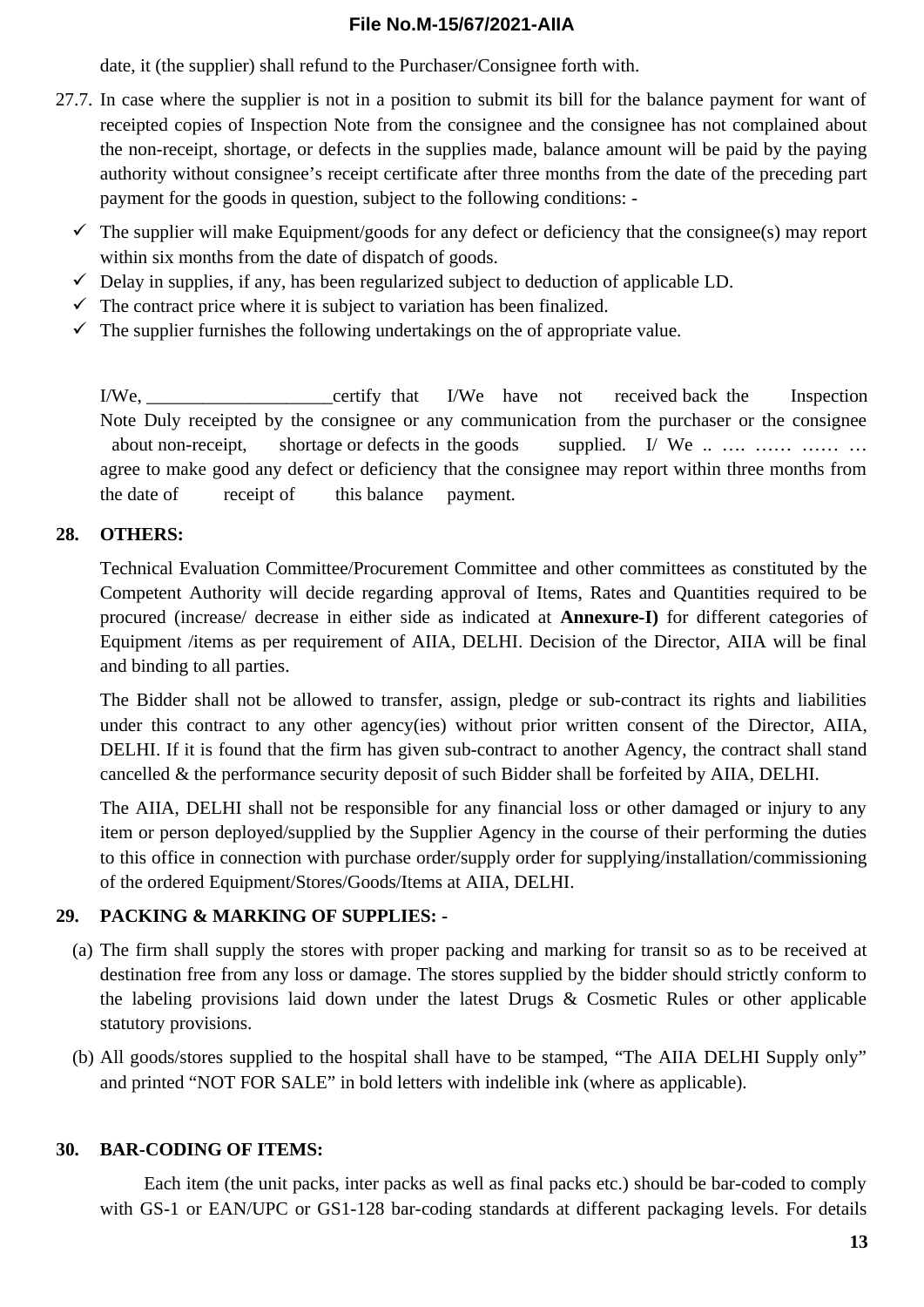date, it (the supplier) shall refund to the Purchaser/Consignee forth with.

27.7. In case where the supplier is not in a position to submit its bill for the balance payment for want of receipted copies of Inspection Note from the consignee and the consignee has not complained about the non-receipt, shortage, or defects in the supplies made, balance amount will be paid by the paying authority without consignee's receipt certificate after three months from the date of the preceding part payment for the goods in question, subject to the following conditions: -

- ✓ The supplier will make Equipment/goods for any defect or deficiency that the consignee(s) may report within six months from the date of dispatch of goods.
- ✓ Delay in supplies, if any, has been regularized subject to deduction of applicable LD.
- ✓ The contract price where it is subject to variation has been finalized.
- ✓ The supplier furnishes the following undertakings on the of appropriate value.

I/We, ____________________certify that I/We have not received back the Inspection Note Duly receipted by the consignee or any communication from the purchaser or the consignee about non-receipt, shortage or defects in the goods supplied. I/ We .. …. …… …… … agree to make good any defect or deficiency that the consignee may report within three months from the date of receipt of this balance payment.

## 28. OTHERS:

Technical Evaluation Committee/Procurement Committee and other committees as constituted by the Competent Authority will decide regarding approval of Items, Rates and Quantities required to be procured (increase/ decrease in either side as indicated at **Annexure-I)** for different categories of Equipment /items as per requirement of AIIA, DELHI. Decision of the Director, AIIA will be final and binding to all parties.

The Bidder shall not be allowed to transfer, assign, pledge or sub-contract its rights and liabilities under this contract to any other agency(ies) without prior written consent of the Director, AIIA, DELHI. If it is found that the firm has given sub-contract to another Agency, the contract shall stand cancelled & the performance security deposit of such Bidder shall be forfeited by AIIA, DELHI.

The AIIA, DELHI shall not be responsible for any financial loss or other damaged or injury to any item or person deployed/supplied by the Supplier Agency in the course of their performing the duties to this office in connection with purchase order/supply order for supplying/installation/commissioning of the ordered Equipment/Stores/Goods/Items at AIIA, DELHI.

## 29. PACKING & MARKING OF SUPPLIES: -

(a) The firm shall supply the stores with proper packing and marking for transit so as to be received at destination free from any loss or damage. The stores supplied by the bidder should strictly conform to the labeling provisions laid down under the latest Drugs & Cosmetic Rules or other applicable statutory provisions.

(b) All goods/stores supplied to the hospital shall have to be stamped, "The AIIA DELHI Supply only" and printed "NOT FOR SALE" in bold letters with indelible ink (where as applicable).

## 30. BAR-CODING OF ITEMS:

Each item (the unit packs, inter packs as well as final packs etc.) should be bar-coded to comply with GS-1 or EAN/UPC or GS1-128 bar-coding standards at different packaging levels. For details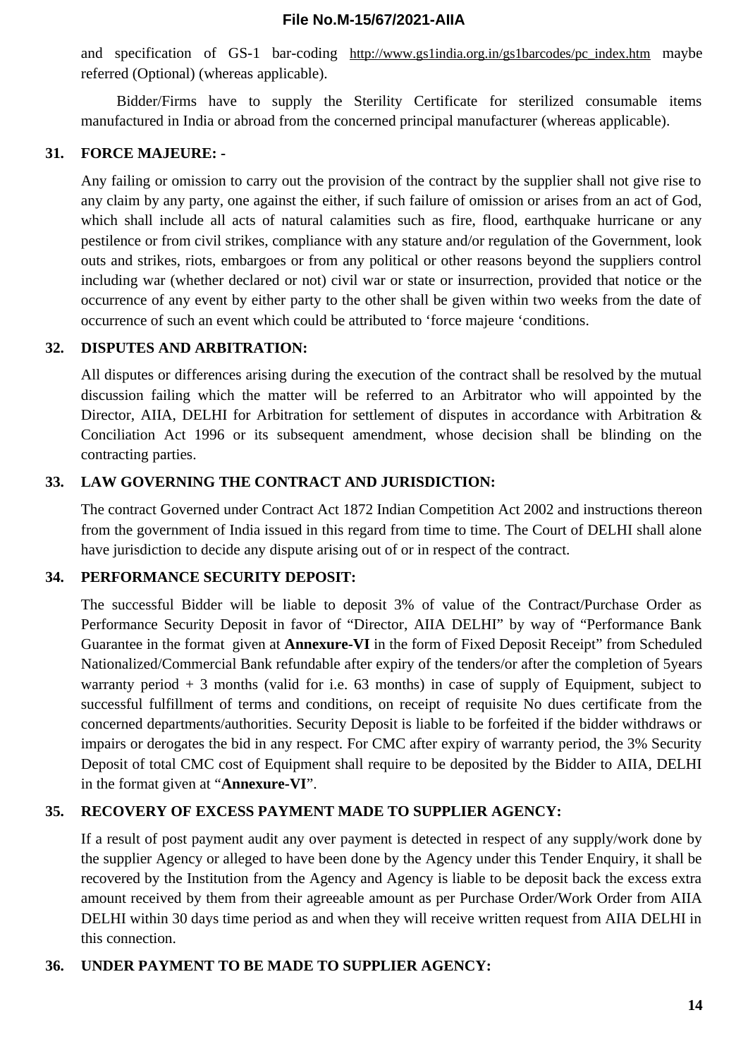and specification of GS-1 bar-coding http://www.gs1india.org.in/gs1barcodes/pc_index.htm maybe referred (Optional) (whereas applicable).

Bidder/Firms have to supply the Sterility Certificate for sterilized consumable items manufactured in India or abroad from the concerned principal manufacturer (whereas applicable).

**31. FORCE MAJEURE: -**

Any failing or omission to carry out the provision of the contract by the supplier shall not give rise to any claim by any party, one against the either, if such failure of omission or arises from an act of God, which shall include all acts of natural calamities such as fire, flood, earthquake hurricane or any pestilence or from civil strikes, compliance with any stature and/or regulation of the Government, look outs and strikes, riots, embargoes or from any political or other reasons beyond the suppliers control including war (whether declared or not) civil war or state or insurrection, provided that notice or the occurrence of any event by either party to the other shall be given within two weeks from the date of occurrence of such an event which could be attributed to 'force majeure 'conditions.

**32. DISPUTES AND ARBITRATION:**

All disputes or differences arising during the execution of the contract shall be resolved by the mutual discussion failing which the matter will be referred to an Arbitrator who will appointed by the Director, AIIA, DELHI for Arbitration for settlement of disputes in accordance with Arbitration & Conciliation Act 1996 or its subsequent amendment, whose decision shall be blinding on the contracting parties.

**33. LAW GOVERNING THE CONTRACT AND JURISDICTION:**

The contract Governed under Contract Act 1872 Indian Competition Act 2002 and instructions thereon from the government of India issued in this regard from time to time. The Court of DELHI shall alone have jurisdiction to decide any dispute arising out of or in respect of the contract.

**34. PERFORMANCE SECURITY DEPOSIT:**

The successful Bidder will be liable to deposit 3% of value of the Contract/Purchase Order as Performance Security Deposit in favor of "Director, AIIA DELHI" by way of "Performance Bank Guarantee in the format given at **Annexure-VI** in the form of Fixed Deposit Receipt" from Scheduled Nationalized/Commercial Bank refundable after expiry of the tenders/or after the completion of 5years warranty period + 3 months (valid for i.e. 63 months) in case of supply of Equipment, subject to successful fulfillment of terms and conditions, on receipt of requisite No dues certificate from the concerned departments/authorities. Security Deposit is liable to be forfeited if the bidder withdraws or impairs or derogates the bid in any respect. For CMC after expiry of warranty period, the 3% Security Deposit of total CMC cost of Equipment shall require to be deposited by the Bidder to AIIA, DELHI in the format given at "**Annexure-VI**".

**35. RECOVERY OF EXCESS PAYMENT MADE TO SUPPLIER AGENCY:**

If a result of post payment audit any over payment is detected in respect of any supply/work done by the supplier Agency or alleged to have been done by the Agency under this Tender Enquiry, it shall be recovered by the Institution from the Agency and Agency is liable to be deposit back the excess extra amount received by them from their agreeable amount as per Purchase Order/Work Order from AIIA DELHI within 30 days time period as and when they will receive written request from AIIA DELHI in this connection.

**36. UNDER PAYMENT TO BE MADE TO SUPPLIER AGENCY:**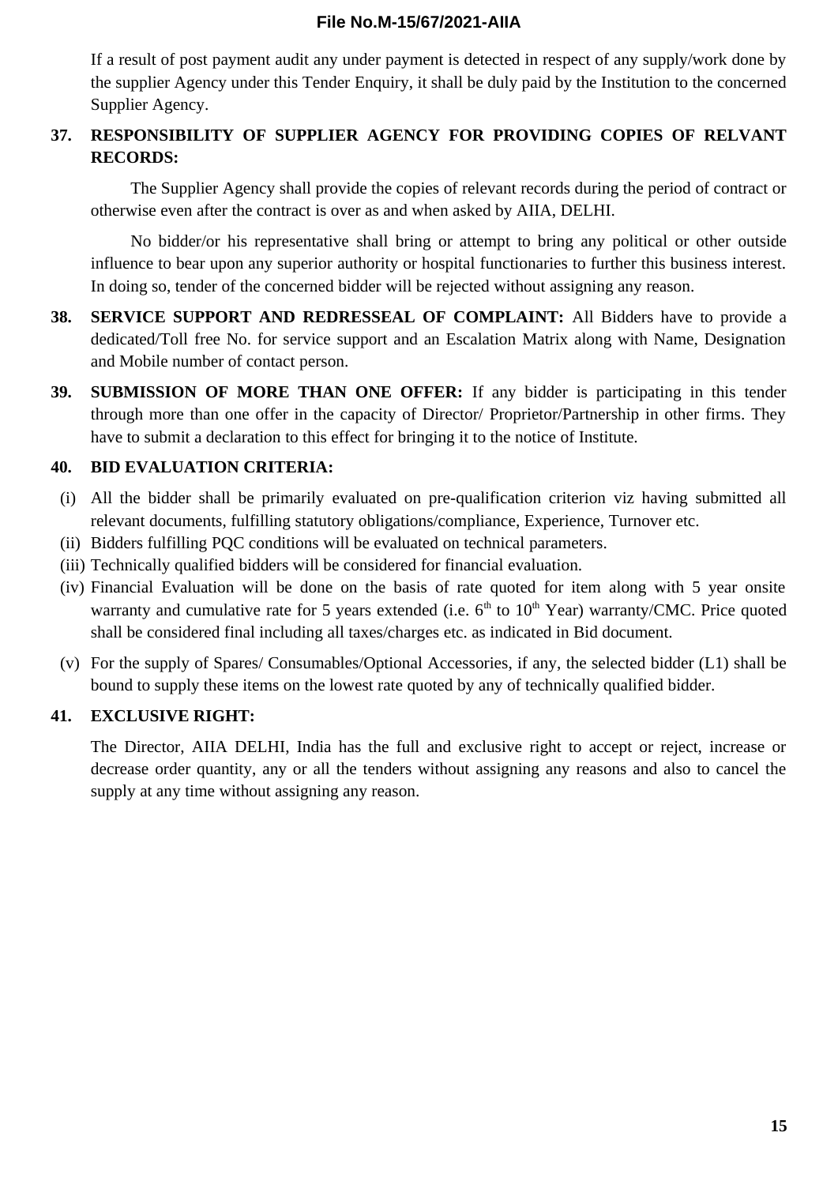If a result of post payment audit any under payment is detected in respect of any supply/work done by the supplier Agency under this Tender Enquiry, it shall be duly paid by the Institution to the concerned Supplier Agency.

**37. RESPONSIBILITY OF SUPPLIER AGENCY FOR PROVIDING COPIES OF RELVANT RECORDS:**

The Supplier Agency shall provide the copies of relevant records during the period of contract or otherwise even after the contract is over as and when asked by AIIA, DELHI.

No bidder/or his representative shall bring or attempt to bring any political or other outside influence to bear upon any superior authority or hospital functionaries to further this business interest. In doing so, tender of the concerned bidder will be rejected without assigning any reason.

**38. SERVICE SUPPORT AND REDRESSEAL OF COMPLAINT:** All Bidders have to provide a dedicated/Toll free No. for service support and an Escalation Matrix along with Name, Designation and Mobile number of contact person.

**39. SUBMISSION OF MORE THAN ONE OFFER:** If any bidder is participating in this tender through more than one offer in the capacity of Director/ Proprietor/Partnership in other firms. They have to submit a declaration to this effect for bringing it to the notice of Institute.

**40. BID EVALUATION CRITERIA:**

(i) All the bidder shall be primarily evaluated on pre-qualification criterion viz having submitted all relevant documents, fulfilling statutory obligations/compliance, Experience, Turnover etc.

(ii) Bidders fulfilling PQC conditions will be evaluated on technical parameters.

(iii) Technically qualified bidders will be considered for financial evaluation.

(iv) Financial Evaluation will be done on the basis of rate quoted for item along with 5 year onsite warranty and cumulative rate for 5 years extended (i.e. $6^{th}$ to $10^{th}$ Year) warranty/CMC. Price quoted shall be considered final including all taxes/charges etc. as indicated in Bid document.

(v) For the supply of Spares/ Consumables/Optional Accessories, if any, the selected bidder (L1) shall be bound to supply these items on the lowest rate quoted by any of technically qualified bidder.

**41. EXCLUSIVE RIGHT:**

The Director, AIIA DELHI, India has the full and exclusive right to accept or reject, increase or decrease order quantity, any or all the tenders without assigning any reasons and also to cancel the supply at any time without assigning any reason.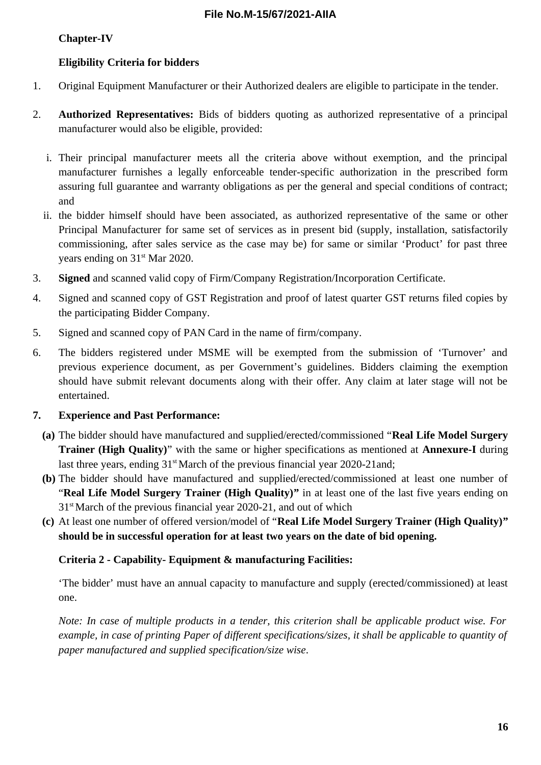**Chapter-IV**

**Eligibility Criteria for bidders**

1. Original Equipment Manufacturer or their Authorized dealers are eligible to participate in the tender.

2. **Authorized Representatives:** Bids of bidders quoting as authorized representative of a principal manufacturer would also be eligible, provided:

   i. Their principal manufacturer meets all the criteria above without exemption, and the principal manufacturer furnishes a legally enforceable tender-specific authorization in the prescribed form assuring full guarantee and warranty obligations as per the general and special conditions of contract; and

   ii. the bidder himself should have been associated, as authorized representative of the same or other Principal Manufacturer for same set of services as in present bid (supply, installation, satisfactorily commissioning, after sales service as the case may be) for same or similar 'Product' for past three years ending on 31st Mar 2020.

3. **Signed** and scanned valid copy of Firm/Company Registration/Incorporation Certificate.

4. Signed and scanned copy of GST Registration and proof of latest quarter GST returns filed copies by the participating Bidder Company.

5. Signed and scanned copy of PAN Card in the name of firm/company.

6. The bidders registered under MSME will be exempted from the submission of 'Turnover' and previous experience document, as per Government's guidelines. Bidders claiming the exemption should have submit relevant documents along with their offer. Any claim at later stage will not be entertained.

**7. Experience and Past Performance:**

**(a)** The bidder should have manufactured and supplied/erected/commissioned "**Real Life Model Surgery Trainer (High Quality)**" with the same or higher specifications as mentioned at **Annexure-I** during last three years, ending 31st March of the previous financial year 2020-21and;

**(b)** The bidder should have manufactured and supplied/erected/commissioned at least one number of "**Real Life Model Surgery Trainer (High Quality)"** in at least one of the last five years ending on 31st March of the previous financial year 2020-21, and out of which

**(c)** At least one number of offered version/model of "**Real Life Model Surgery Trainer (High Quality)" should be in successful operation for at least two years on the date of bid opening.**

**Criteria 2 - Capability- Equipment & manufacturing Facilities:**

'The bidder' must have an annual capacity to manufacture and supply (erected/commissioned) at least one.

*Note: In case of multiple products in a tender, this criterion shall be applicable product wise. For example, in case of printing Paper of different specifications/sizes, it shall be applicable to quantity of paper manufactured and supplied specification/size wise.*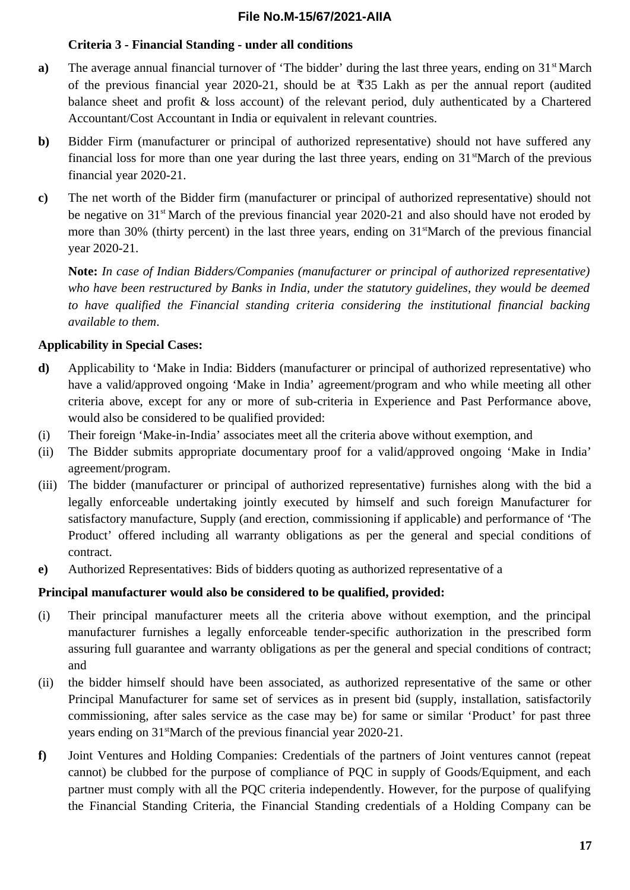**Criteria 3 - Financial Standing - under all conditions**

**a)** The average annual financial turnover of 'The bidder' during the last three years, ending on 31st March of the previous financial year 2020-21, should be at ₹35 Lakh as per the annual report (audited balance sheet and profit & loss account) of the relevant period, duly authenticated by a Chartered Accountant/Cost Accountant in India or equivalent in relevant countries.

**b)** Bidder Firm (manufacturer or principal of authorized representative) should not have suffered any financial loss for more than one year during the last three years, ending on 31stMarch of the previous financial year 2020-21.

**c)** The net worth of the Bidder firm (manufacturer or principal of authorized representative) should not be negative on 31st March of the previous financial year 2020-21 and also should have not eroded by more than 30% (thirty percent) in the last three years, ending on 31stMarch of the previous financial year 2020-21.

**Note:** *In case of Indian Bidders/Companies (manufacturer or principal of authorized representative) who have been restructured by Banks in India, under the statutory guidelines, they would be deemed to have qualified the Financial standing criteria considering the institutional financial backing available to them*.

**Applicability in Special Cases:**

**d)** Applicability to 'Make in India: Bidders (manufacturer or principal of authorized representative) who have a valid/approved ongoing 'Make in India' agreement/program and who while meeting all other criteria above, except for any or more of sub-criteria in Experience and Past Performance above, would also be considered to be qualified provided:

(i) Their foreign 'Make-in-India' associates meet all the criteria above without exemption, and

(ii) The Bidder submits appropriate documentary proof for a valid/approved ongoing 'Make in India' agreement/program.

(iii) The bidder (manufacturer or principal of authorized representative) furnishes along with the bid a legally enforceable undertaking jointly executed by himself and such foreign Manufacturer for satisfactory manufacture, Supply (and erection, commissioning if applicable) and performance of 'The Product' offered including all warranty obligations as per the general and special conditions of contract.

**e)** Authorized Representatives: Bids of bidders quoting as authorized representative of a

**Principal manufacturer would also be considered to be qualified, provided:**

(i) Their principal manufacturer meets all the criteria above without exemption, and the principal manufacturer furnishes a legally enforceable tender-specific authorization in the prescribed form assuring full guarantee and warranty obligations as per the general and special conditions of contract; and

(ii) the bidder himself should have been associated, as authorized representative of the same or other Principal Manufacturer for same set of services as in present bid (supply, installation, satisfactorily commissioning, after sales service as the case may be) for same or similar 'Product' for past three years ending on 31stMarch of the previous financial year 2020-21.

**f)** Joint Ventures and Holding Companies: Credentials of the partners of Joint ventures cannot (repeat cannot) be clubbed for the purpose of compliance of PQC in supply of Goods/Equipment, and each partner must comply with all the PQC criteria independently. However, for the purpose of qualifying the Financial Standing Criteria, the Financial Standing credentials of a Holding Company can be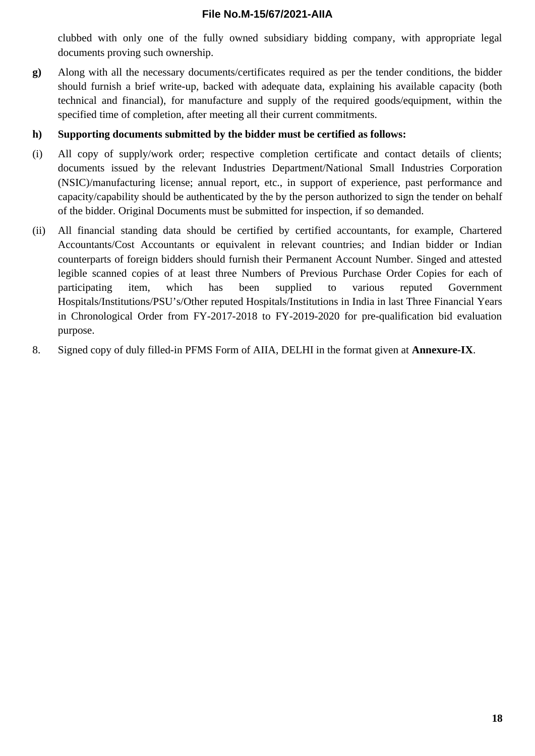clubbed with only one of the fully owned subsidiary bidding company, with appropriate legal documents proving such ownership.

**g)** Along with all the necessary documents/certificates required as per the tender conditions, the bidder should furnish a brief write-up, backed with adequate data, explaining his available capacity (both technical and financial), for manufacture and supply of the required goods/equipment, within the specified time of completion, after meeting all their current commitments.

**h) Supporting documents submitted by the bidder must be certified as follows:**

(i) All copy of supply/work order; respective completion certificate and contact details of clients; documents issued by the relevant Industries Department/National Small Industries Corporation (NSIC)/manufacturing license; annual report, etc., in support of experience, past performance and capacity/capability should be authenticated by the by the person authorized to sign the tender on behalf of the bidder. Original Documents must be submitted for inspection, if so demanded.

(ii) All financial standing data should be certified by certified accountants, for example, Chartered Accountants/Cost Accountants or equivalent in relevant countries; and Indian bidder or Indian counterparts of foreign bidders should furnish their Permanent Account Number. Singed and attested legible scanned copies of at least three Numbers of Previous Purchase Order Copies for each of participating item, which has been supplied to various reputed Government Hospitals/Institutions/PSU's/Other reputed Hospitals/Institutions in India in last Three Financial Years in Chronological Order from FY-2017-2018 to FY-2019-2020 for pre-qualification bid evaluation purpose.

8. Signed copy of duly filled-in PFMS Form of AIIA, DELHI in the format given at **Annexure-IX**.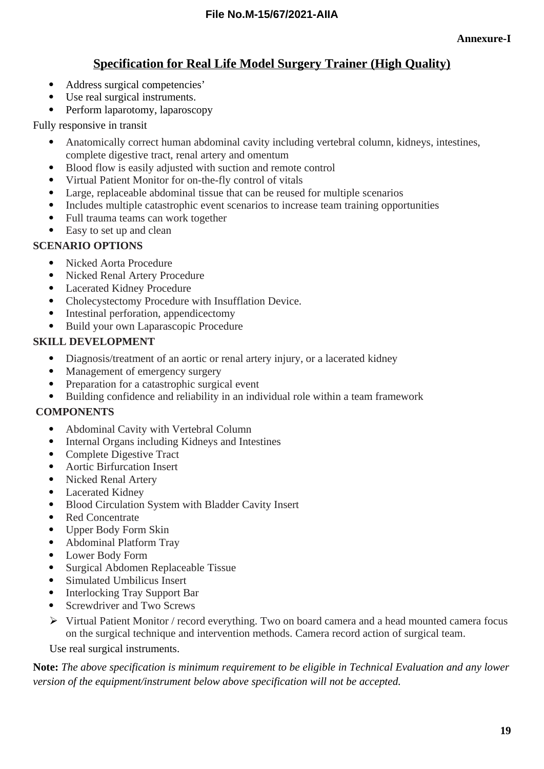**File No.M-15/67/2021-AIIA**

**Annexure-I**

## Specification for Real Life Model Surgery Trainer (High Quality)

- Address surgical competencies'
- Use real surgical instruments.
- Perform laparotomy, laparoscopy

Fully responsive in transit

- Anatomically correct human abdominal cavity including vertebral column, kidneys, intestines, complete digestive tract, renal artery and omentum
- Blood flow is easily adjusted with suction and remote control
- Virtual Patient Monitor for on-the-fly control of vitals
- Large, replaceable abdominal tissue that can be reused for multiple scenarios
- Includes multiple catastrophic event scenarios to increase team training opportunities
- Full trauma teams can work together
- Easy to set up and clean

**SCENARIO OPTIONS**

- Nicked Aorta Procedure
- Nicked Renal Artery Procedure
- Lacerated Kidney Procedure
- Cholecystectomy Procedure with Insufflation Device.
- Intestinal perforation, appendicectomy
- Build your own Laparascopic Procedure

**SKILL DEVELOPMENT**

- Diagnosis/treatment of an aortic or renal artery injury, or a lacerated kidney
- Management of emergency surgery
- Preparation for a catastrophic surgical event
- Building confidence and reliability in an individual role within a team framework

**COMPONENTS**

- Abdominal Cavity with Vertebral Column
- Internal Organs including Kidneys and Intestines
- Complete Digestive Tract
- Aortic Birfurcation Insert
- Nicked Renal Artery
- Lacerated Kidney
- Blood Circulation System with Bladder Cavity Insert
- Red Concentrate
- Upper Body Form Skin
- Abdominal Platform Tray
- Lower Body Form
- Surgical Abdomen Replaceable Tissue
- Simulated Umbilicus Insert
- Interlocking Tray Support Bar
- Screwdriver and Two Screws

- Virtual Patient Monitor / record everything. Two on board camera and a head mounted camera focus on the surgical technique and intervention methods. Camera record action of surgical team.

Use real surgical instruments.

**Note:** *The above specification is minimum requirement to be eligible in Technical Evaluation and any lower version of the equipment/instrument below above specification will not be accepted.*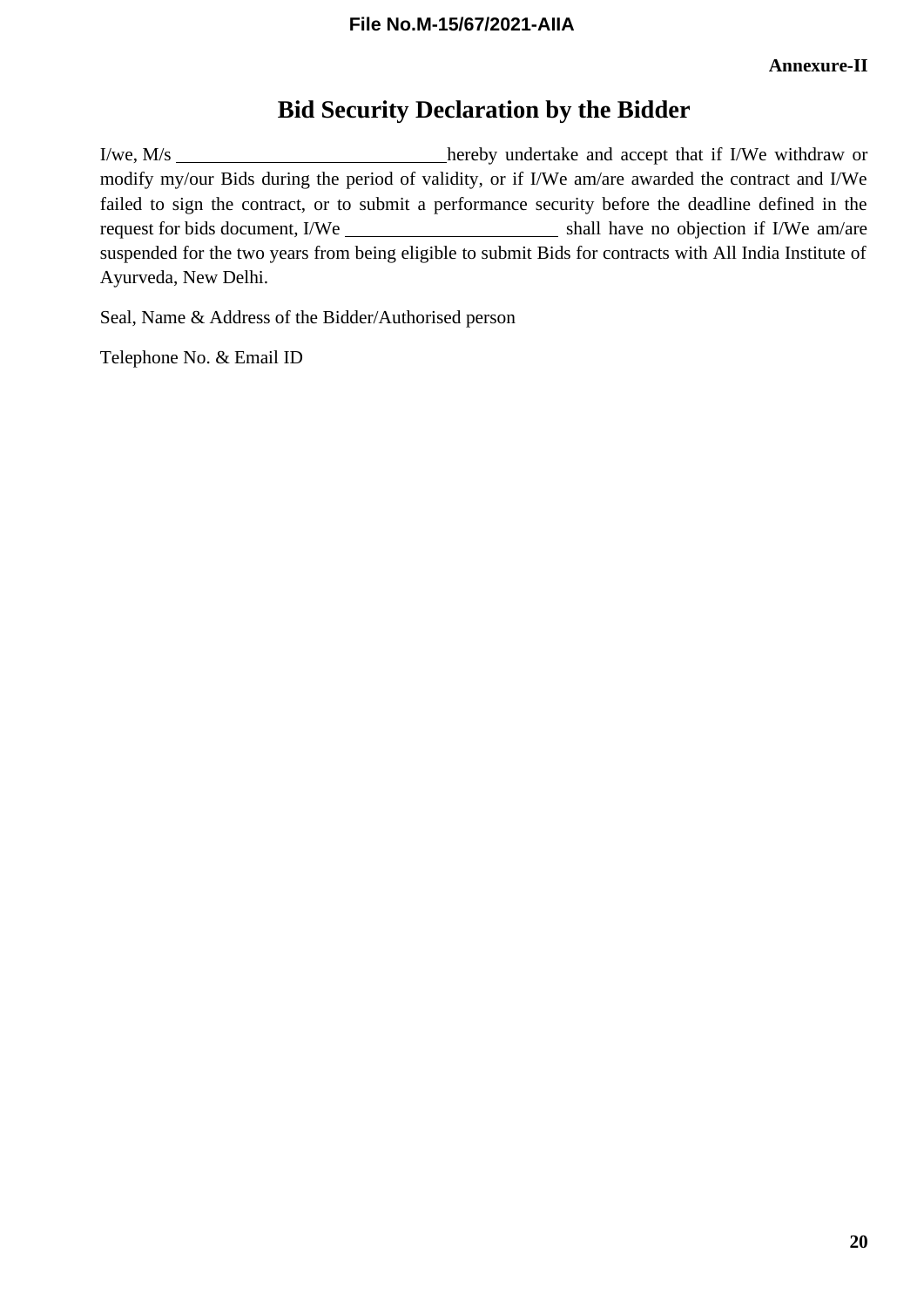**Annexure-II**

# Bid Security Declaration by the Bidder

I/we, M/s ______________________________ hereby undertake and accept that if I/We withdraw or modify my/our Bids during the period of validity, or if I/We am/are awarded the contract and I/We failed to sign the contract, or to submit a performance security before the deadline defined in the request for bids document, I/We _______________________ shall have no objection if I/We am/are suspended for the two years from being eligible to submit Bids for contracts with All India Institute of Ayurveda, New Delhi.

Seal, Name & Address of the Bidder/Authorised person

Telephone No. & Email ID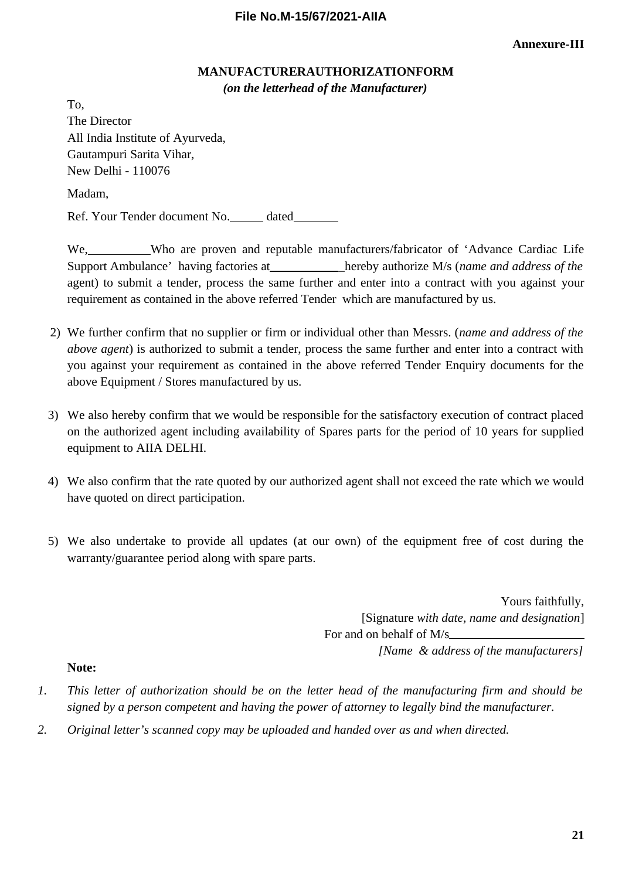File No.M-15/67/2021-AIIA

**Annexure-III**

**MANUFACTURERAUTHORIZATIONFORM**
***(on the letterhead of the Manufacturer)***

To,
The Director
All India Institute of Ayurveda,
Gautampuri Sarita Vihar,
New Delhi - 110076

Madam,

Ref. Your Tender document No.______ dated________

We,__________Who are proven and reputable manufacturers/fabricator of 'Advance Cardiac Life Support Ambulance' having factories at____________hereby authorize M/s (*name and address of the* agent) to submit a tender, process the same further and enter into a contract with you against your requirement as contained in the above referred Tender which are manufactured by us.

2) We further confirm that no supplier or firm or individual other than Messrs. (*name and address of the above agent*) is authorized to submit a tender, process the same further and enter into a contract with you against your requirement as contained in the above referred Tender Enquiry documents for the above Equipment / Stores manufactured by us.

3) We also hereby confirm that we would be responsible for the satisfactory execution of contract placed on the authorized agent including availability of Spares parts for the period of 10 years for supplied equipment to AIIA DELHI.

4) We also confirm that the rate quoted by our authorized agent shall not exceed the rate which we would have quoted on direct participation.

5) We also undertake to provide all updates (at our own) of the equipment free of cost during the warranty/guarantee period along with spare parts.

Yours faithfully,
[Signature *with date, name and designation*]
For and on behalf of M/s______________________
*[Name & address of the manufacturers]*

**Note:**

1. *This letter of authorization should be on the letter head of the manufacturing firm and should be signed by a person competent and having the power of attorney to legally bind the manufacturer.*
2. *Original letter's scanned copy may be uploaded and handed over as and when directed.*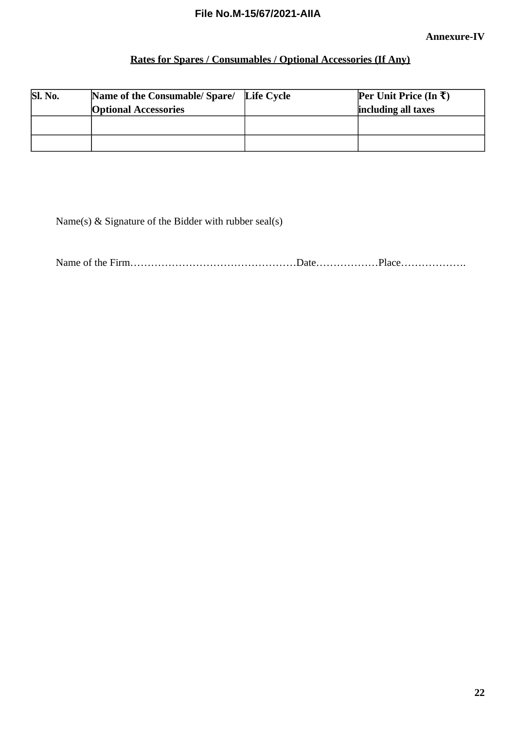**Annexure-IV**

**Rates for Spares / Consumables / Optional Accessories (If Any)**

| Sl. No. | Name of the Consumable/ Spare/ Optional Accessories | Life Cycle | Per Unit Price (In ₹) including all taxes |
|---|---|---|---|
| | | | |
| | | | |

Name(s) & Signature of the Bidder with rubber seal(s)

Name of the Firm…………………………………………Date………………Place……………….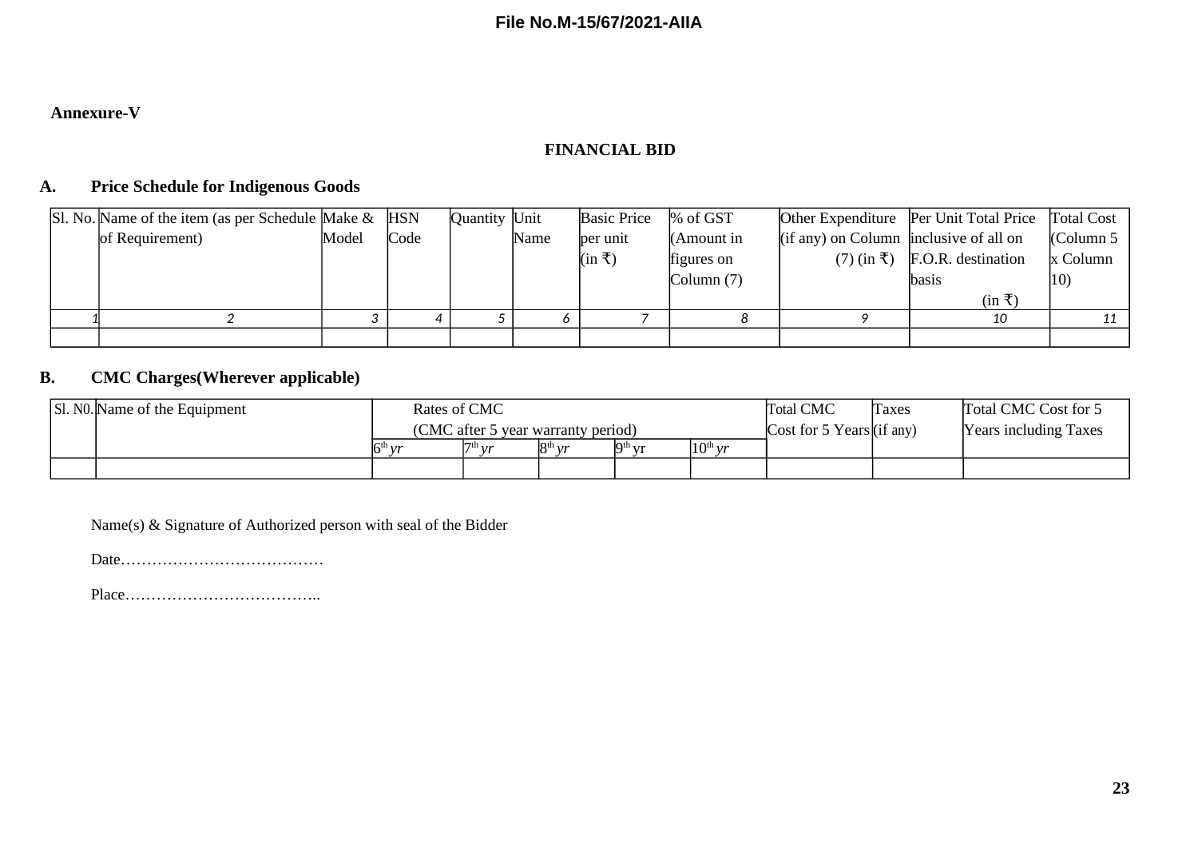**Annexure-V**

**FINANCIAL BID**

**A. Price Schedule for Indigenous Goods**

| Sl. No. | Name of the item (as per Schedule of Requirement) | Make & Model | HSN Code | Quantity | Unit Name | Basic Price per unit (in ₹) | % of GST (Amount in figures on Column (7) | Other Expenditure (if any) on Column (7) (in ₹) | Per Unit Total Price inclusive of all on F.O.R. destination basis (in ₹) | Total Cost (Column 5 x Column 10) |
|---|---|---|---|---|---|---|---|---|---|---|
| 1 | 2 | 3 | 4 | 5 | 6 | 7 | 8 | 9 | 10 | 11 |
| | | | | | | | | | | |

**B. CMC Charges(Wherever applicable)**

| Sl. N0. | Name of the Equipment | Rates of CMC (CMC after 5 year warranty period) | | | | | Total CMC Cost for 5 Years | Taxes (if any) | Total CMC Cost for 5 Years including Taxes |
|---|---|---|---|---|---|---|---|---|---|
| | | 6th yr | 7th yr | 8th yr | 9th yr | 10th yr | | | |
| | | | | | | | | | |

Name(s) & Signature of Authorized person with seal of the Bidder

Date…………………………………

Place………………………………..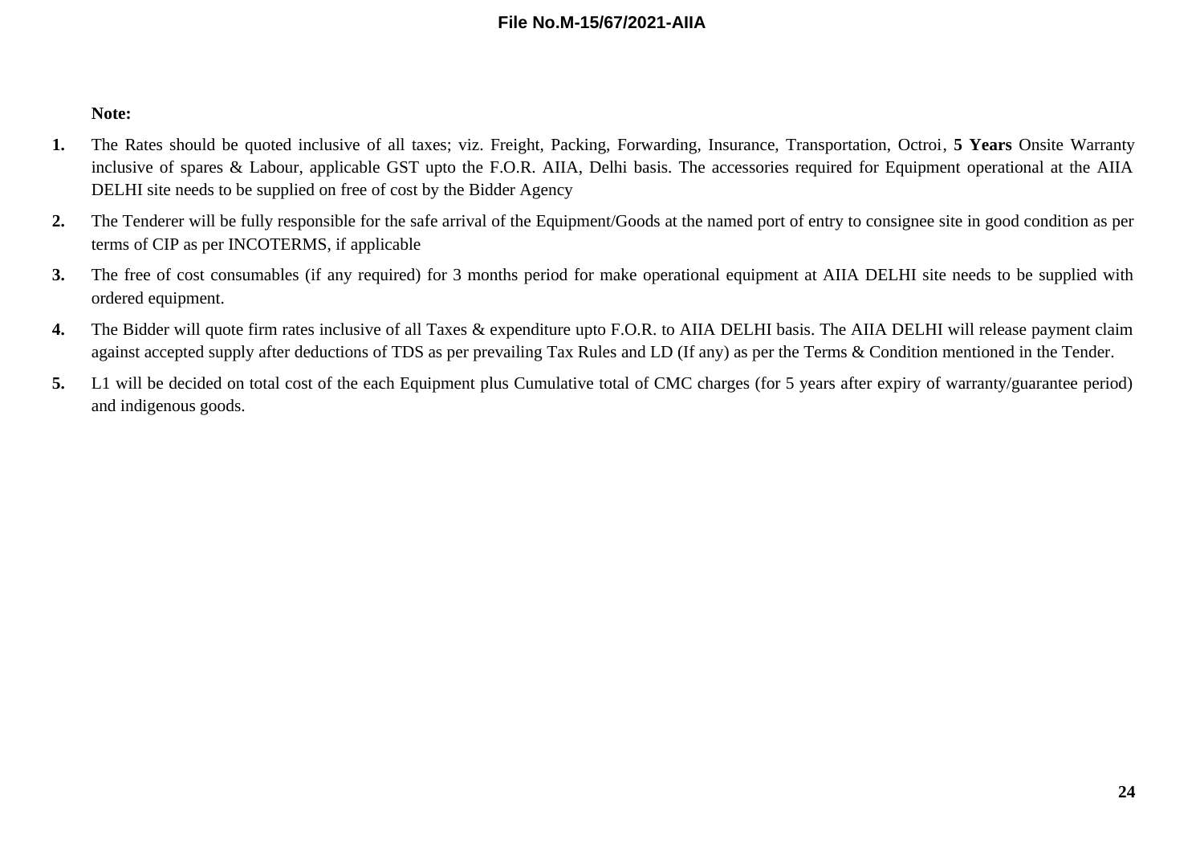**Note:**

1. The Rates should be quoted inclusive of all taxes; viz. Freight, Packing, Forwarding, Insurance, Transportation, Octroi, **5 Years** Onsite Warranty inclusive of spares & Labour, applicable GST upto the F.O.R. AIIA, Delhi basis. The accessories required for Equipment operational at the AIIA DELHI site needs to be supplied on free of cost by the Bidder Agency
2. The Tenderer will be fully responsible for the safe arrival of the Equipment/Goods at the named port of entry to consignee site in good condition as per terms of CIP as per INCOTERMS, if applicable
3. The free of cost consumables (if any required) for 3 months period for make operational equipment at AIIA DELHI site needs to be supplied with ordered equipment.
4. The Bidder will quote firm rates inclusive of all Taxes & expenditure upto F.O.R. to AIIA DELHI basis. The AIIA DELHI will release payment claim against accepted supply after deductions of TDS as per prevailing Tax Rules and LD (If any) as per the Terms & Condition mentioned in the Tender.
5. L1 will be decided on total cost of the each Equipment plus Cumulative total of CMC charges (for 5 years after expiry of warranty/guarantee period) and indigenous goods.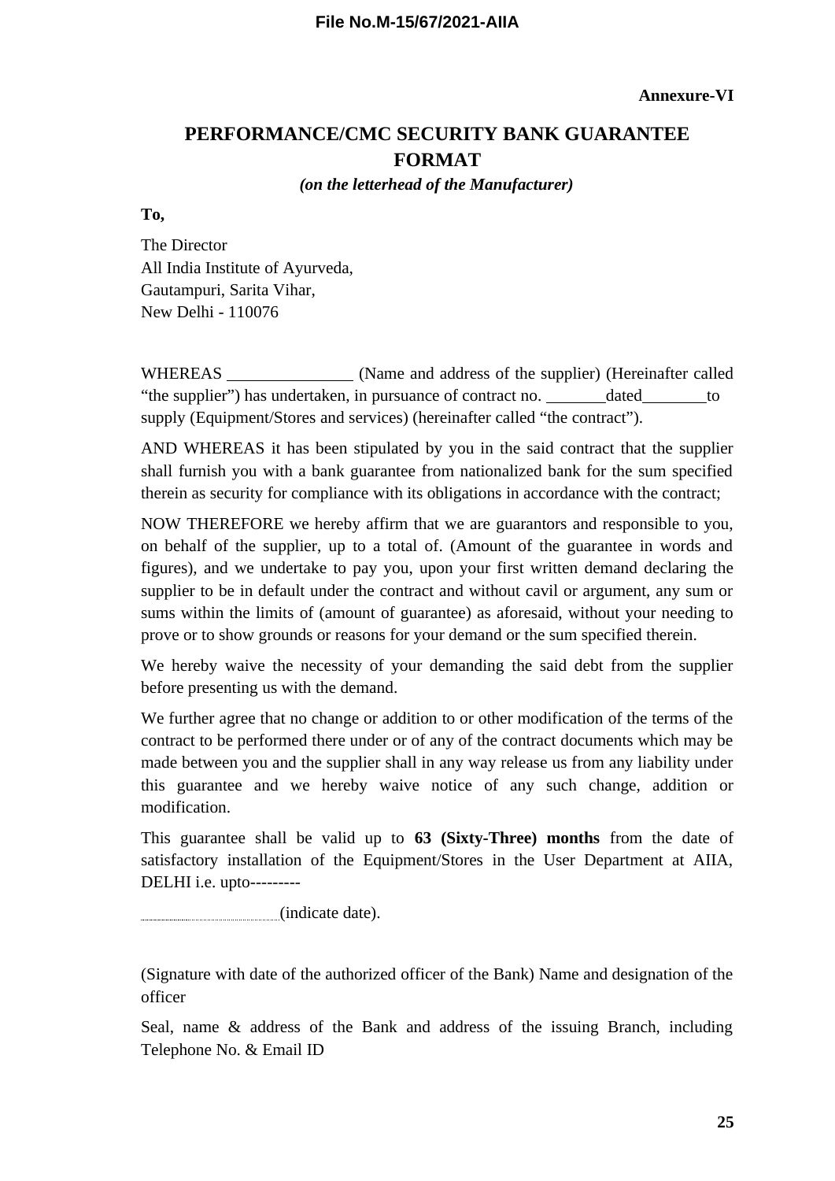**Annexure-VI**

# PERFORMANCE/CMC SECURITY BANK GUARANTEE FORMAT

***(on the letterhead of the Manufacturer)***

**To,**

The Director
All India Institute of Ayurveda,
Gautampuri, Sarita Vihar,
New Delhi - 110076

WHEREAS _______________ (Name and address of the supplier) (Hereinafter called "the supplier") has undertaken, in pursuance of contract no. _______dated________to supply (Equipment/Stores and services) (hereinafter called "the contract").

AND WHEREAS it has been stipulated by you in the said contract that the supplier shall furnish you with a bank guarantee from nationalized bank for the sum specified therein as security for compliance with its obligations in accordance with the contract;

NOW THEREFORE we hereby affirm that we are guarantors and responsible to you, on behalf of the supplier, up to a total of. (Amount of the guarantee in words and figures), and we undertake to pay you, upon your first written demand declaring the supplier to be in default under the contract and without cavil or argument, any sum or sums within the limits of (amount of guarantee) as aforesaid, without your needing to prove or to show grounds or reasons for your demand or the sum specified therein.

We hereby waive the necessity of your demanding the said debt from the supplier before presenting us with the demand.

We further agree that no change or addition to or other modification of the terms of the contract to be performed there under or of any of the contract documents which may be made between you and the supplier shall in any way release us from any liability under this guarantee and we hereby waive notice of any such change, addition or modification.

This guarantee shall be valid up to **63 (Sixty-Three) months** from the date of satisfactory installation of the Equipment/Stores in the User Department at AIIA, DELHI i.e. upto---------

..............................................(indicate date).

(Signature with date of the authorized officer of the Bank) Name and designation of the officer

Seal, name & address of the Bank and address of the issuing Branch, including Telephone No. & Email ID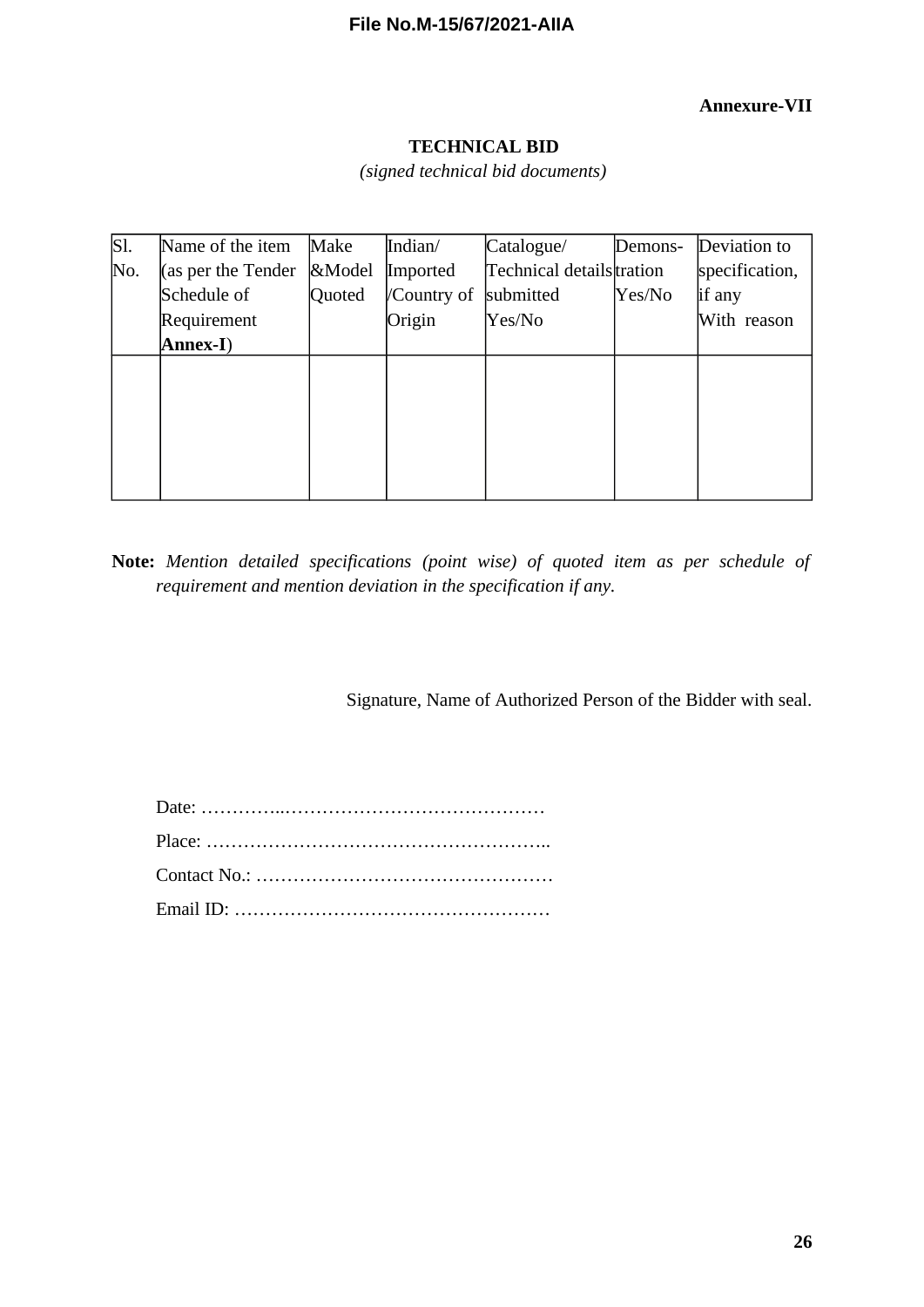**Annexure-VII**

**TECHNICAL BID**

*(signed technical bid documents)*

| Sl. No. | Name of the item (as per the Tender Schedule of Requirement **Annex-I**) | Make &Model Quoted | Indian/ Imported /Country of Origin | Catalogue/ Technical details submitted Yes/No | Demons-tration Yes/No | Deviation to specification, if any With reason |
|---|---|---|---|---|---|---|
| | | | | | | |

**Note:** *Mention detailed specifications (point wise) of quoted item as per schedule of requirement and mention deviation in the specification if any.*

Signature, Name of Authorized Person of the Bidder with seal.

Date: …………..……………………………………

Place: ………………………………………………..

Contact No.: …………………………………………

Email ID: ……………………………………………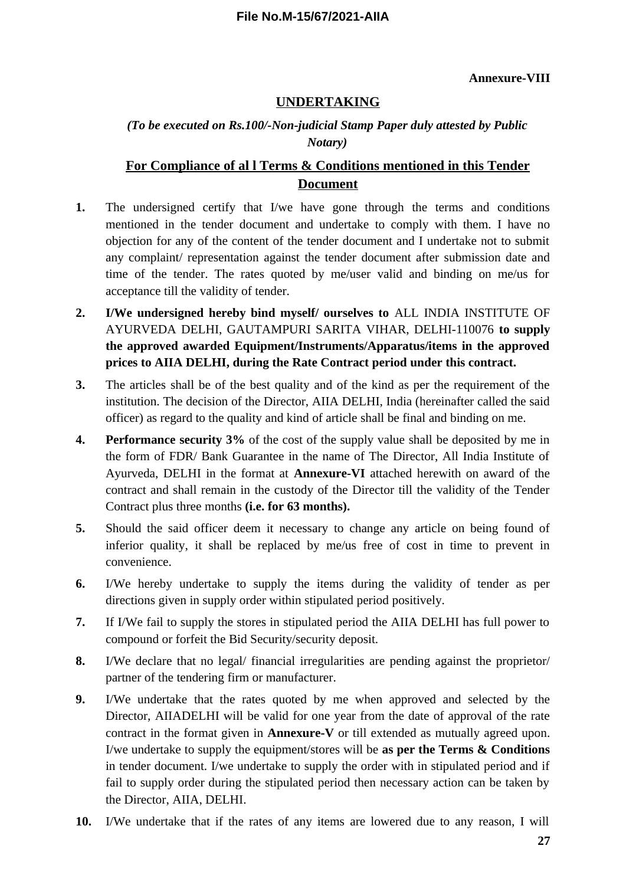**Annexure-VIII**

## UNDERTAKING

*(To be executed on Rs.100/-Non-judicial Stamp Paper duly attested by Public Notary)*

## For Compliance of al l Terms & Conditions mentioned in this Tender Document

1. The undersigned certify that I/we have gone through the terms and conditions mentioned in the tender document and undertake to comply with them. I have no objection for any of the content of the tender document and I undertake not to submit any complaint/ representation against the tender document after submission date and time of the tender. The rates quoted by me/user valid and binding on me/us for acceptance till the validity of tender.
2. **I/We undersigned hereby bind myself/ ourselves to** ALL INDIA INSTITUTE OF AYURVEDA DELHI, GAUTAMPURI SARITA VIHAR, DELHI-110076 **to supply the approved awarded Equipment/Instruments/Apparatus/items in the approved prices to AIIA DELHI, during the Rate Contract period under this contract.**
3. The articles shall be of the best quality and of the kind as per the requirement of the institution. The decision of the Director, AIIA DELHI, India (hereinafter called the said officer) as regard to the quality and kind of article shall be final and binding on me.
4. **Performance security 3%** of the cost of the supply value shall be deposited by me in the form of FDR/ Bank Guarantee in the name of The Director, All India Institute of Ayurveda, DELHI in the format at **Annexure-VI** attached herewith on award of the contract and shall remain in the custody of the Director till the validity of the Tender Contract plus three months **(i.e. for 63 months).**
5. Should the said officer deem it necessary to change any article on being found of inferior quality, it shall be replaced by me/us free of cost in time to prevent in convenience.
6. I/We hereby undertake to supply the items during the validity of tender as per directions given in supply order within stipulated period positively.
7. If I/We fail to supply the stores in stipulated period the AIIA DELHI has full power to compound or forfeit the Bid Security/security deposit.
8. I/We declare that no legal/ financial irregularities are pending against the proprietor/ partner of the tendering firm or manufacturer.
9. I/We undertake that the rates quoted by me when approved and selected by the Director, AIIADELHI will be valid for one year from the date of approval of the rate contract in the format given in **Annexure-V** or till extended as mutually agreed upon. I/we undertake to supply the equipment/stores will be **as per the Terms & Conditions** in tender document. I/we undertake to supply the order with in stipulated period and if fail to supply order during the stipulated period then necessary action can be taken by the Director, AIIA, DELHI.
10. I/We undertake that if the rates of any items are lowered due to any reason, I will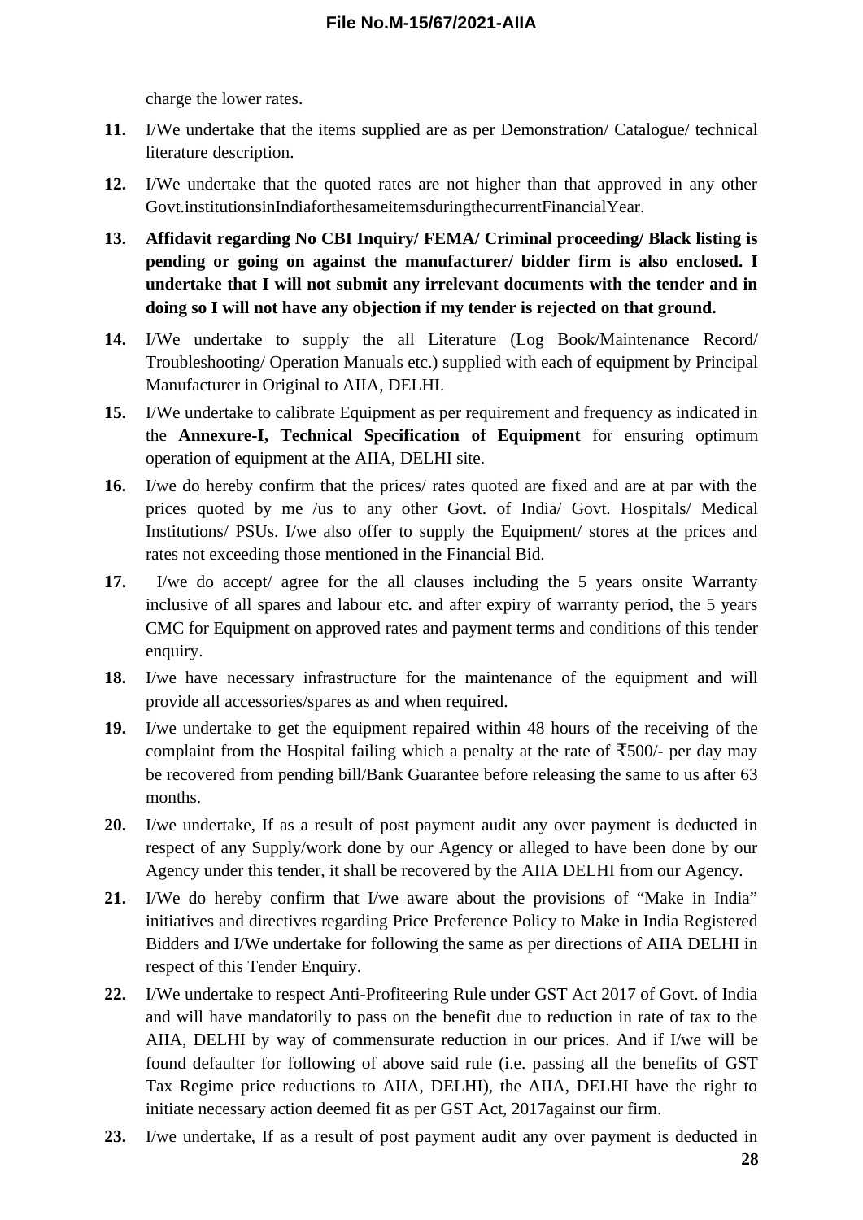charge the lower rates.

11. I/We undertake that the items supplied are as per Demonstration/ Catalogue/ technical literature description.

12. I/We undertake that the quoted rates are not higher than that approved in any other Govt.institutionsinIndiaforthesameitemsduringthecurrentFinancialYear.

13. **Affidavit regarding No CBI Inquiry/ FEMA/ Criminal proceeding/ Black listing is pending or going on against the manufacturer/ bidder firm is also enclosed. I undertake that I will not submit any irrelevant documents with the tender and in doing so I will not have any objection if my tender is rejected on that ground.**

14. I/We undertake to supply the all Literature (Log Book/Maintenance Record/ Troubleshooting/ Operation Manuals etc.) supplied with each of equipment by Principal Manufacturer in Original to AIIA, DELHI.

15. I/We undertake to calibrate Equipment as per requirement and frequency as indicated in the **Annexure-I, Technical Specification of Equipment** for ensuring optimum operation of equipment at the AIIA, DELHI site.

16. I/we do hereby confirm that the prices/ rates quoted are fixed and are at par with the prices quoted by me /us to any other Govt. of India/ Govt. Hospitals/ Medical Institutions/ PSUs. I/we also offer to supply the Equipment/ stores at the prices and rates not exceeding those mentioned in the Financial Bid.

17. I/we do accept/ agree for the all clauses including the 5 years onsite Warranty inclusive of all spares and labour etc. and after expiry of warranty period, the 5 years CMC for Equipment on approved rates and payment terms and conditions of this tender enquiry.

18. I/we have necessary infrastructure for the maintenance of the equipment and will provide all accessories/spares as and when required.

19. I/we undertake to get the equipment repaired within 48 hours of the receiving of the complaint from the Hospital failing which a penalty at the rate of ₹500/- per day may be recovered from pending bill/Bank Guarantee before releasing the same to us after 63 months.

20. I/we undertake, If as a result of post payment audit any over payment is deducted in respect of any Supply/work done by our Agency or alleged to have been done by our Agency under this tender, it shall be recovered by the AIIA DELHI from our Agency.

21. I/We do hereby confirm that I/we aware about the provisions of "Make in India" initiatives and directives regarding Price Preference Policy to Make in India Registered Bidders and I/We undertake for following the same as per directions of AIIA DELHI in respect of this Tender Enquiry.

22. I/We undertake to respect Anti-Profiteering Rule under GST Act 2017 of Govt. of India and will have mandatorily to pass on the benefit due to reduction in rate of tax to the AIIA, DELHI by way of commensurate reduction in our prices. And if I/we will be found defaulter for following of above said rule (i.e. passing all the benefits of GST Tax Regime price reductions to AIIA, DELHI), the AIIA, DELHI have the right to initiate necessary action deemed fit as per GST Act, 2017against our firm.

23. I/we undertake, If as a result of post payment audit any over payment is deducted in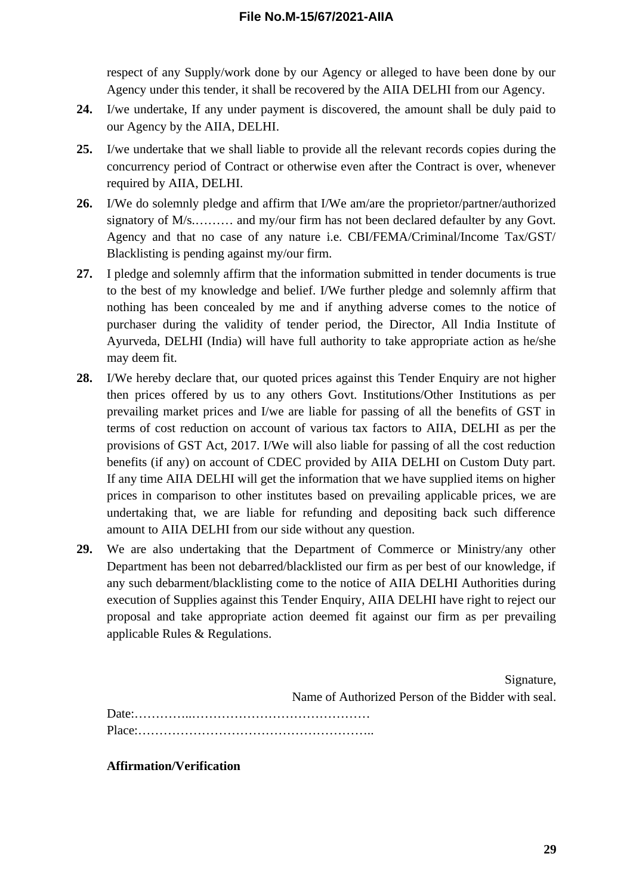respect of any Supply/work done by our Agency or alleged to have been done by our Agency under this tender, it shall be recovered by the AIIA DELHI from our Agency.

**24.** I/we undertake, If any under payment is discovered, the amount shall be duly paid to our Agency by the AIIA, DELHI.

**25.** I/we undertake that we shall liable to provide all the relevant records copies during the concurrency period of Contract or otherwise even after the Contract is over, whenever required by AIIA, DELHI.

**26.** I/We do solemnly pledge and affirm that I/We am/are the proprietor/partner/authorized signatory of M/s.……… and my/our firm has not been declared defaulter by any Govt. Agency and that no case of any nature i.e. CBI/FEMA/Criminal/Income Tax/GST/ Blacklisting is pending against my/our firm.

**27.** I pledge and solemnly affirm that the information submitted in tender documents is true to the best of my knowledge and belief. I/We further pledge and solemnly affirm that nothing has been concealed by me and if anything adverse comes to the notice of purchaser during the validity of tender period, the Director, All India Institute of Ayurveda, DELHI (India) will have full authority to take appropriate action as he/she may deem fit.

**28.** I/We hereby declare that, our quoted prices against this Tender Enquiry are not higher then prices offered by us to any others Govt. Institutions/Other Institutions as per prevailing market prices and I/we are liable for passing of all the benefits of GST in terms of cost reduction on account of various tax factors to AIIA, DELHI as per the provisions of GST Act, 2017. I/We will also liable for passing of all the cost reduction benefits (if any) on account of CDEC provided by AIIA DELHI on Custom Duty part. If any time AIIA DELHI will get the information that we have supplied items on higher prices in comparison to other institutes based on prevailing applicable prices, we are undertaking that, we are liable for refunding and depositing back such difference amount to AIIA DELHI from our side without any question.

**29.** We are also undertaking that the Department of Commerce or Ministry/any other Department has been not debarred/blacklisted our firm as per best of our knowledge, if any such debarment/blacklisting come to the notice of AIIA DELHI Authorities during execution of Supplies against this Tender Enquiry, AIIA DELHI have right to reject our proposal and take appropriate action deemed fit against our firm as per prevailing applicable Rules & Regulations.

Signature,
Name of Authorized Person of the Bidder with seal.

Date:…………..……………………………………
Place:………………………………………………..

**Affirmation/Verification**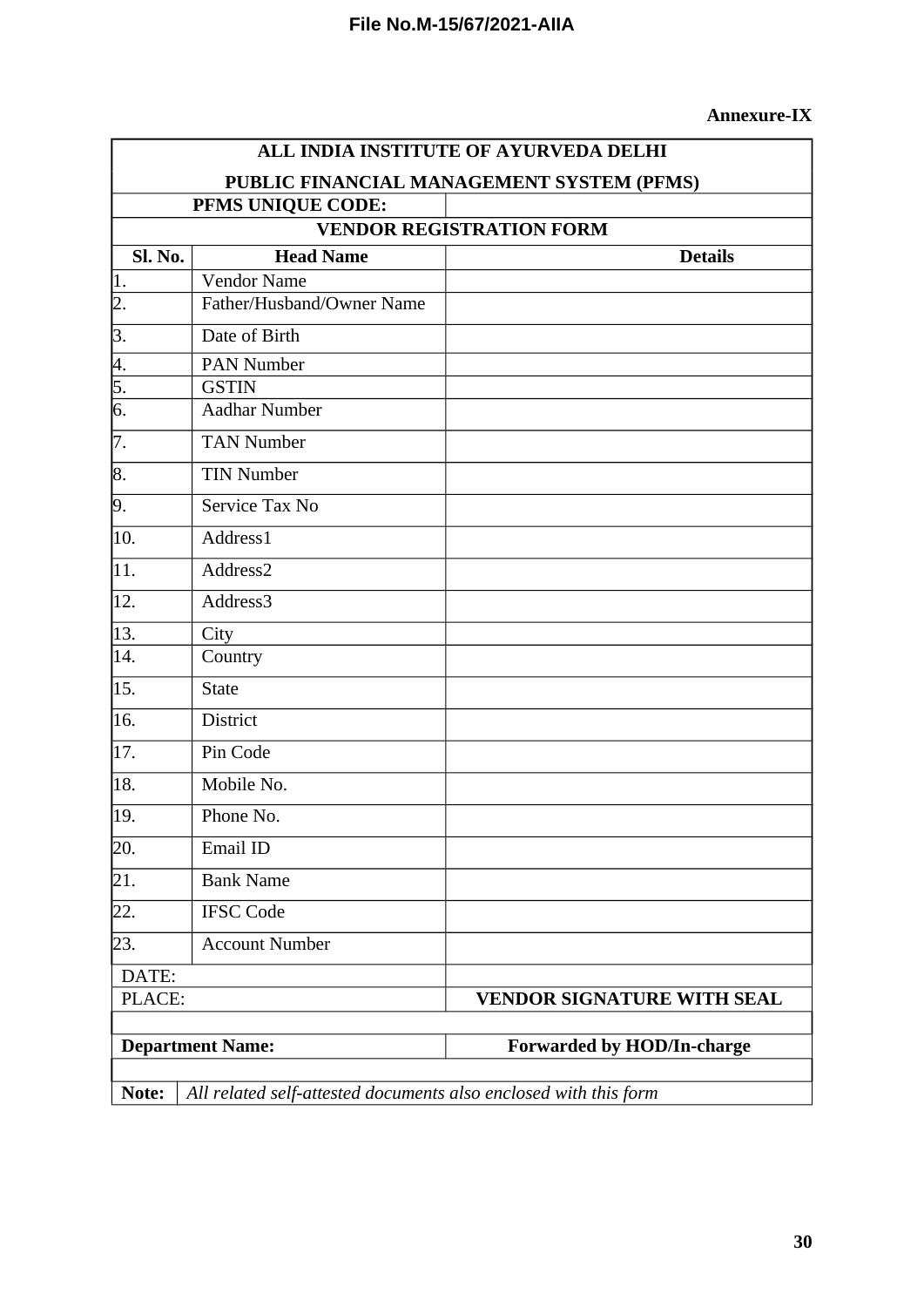File No.M-15/67/2021-AIIA

**Annexure-IX**

| ALL INDIA INSTITUTE OF AYURVEDA DELHI<br>PUBLIC FINANCIAL MANAGEMENT SYSTEM (PFMS) | | |
|---|---|---|
| | **PFMS UNIQUE CODE:** | |
| **VENDOR REGISTRATION FORM** | | |
| **Sl. No.** | **Head Name** | **Details** |
| 1. | Vendor Name | |
| 2. | Father/Husband/Owner Name | |
| 3. | Date of Birth | |
| 4. | PAN Number | |
| 5. | GSTIN | |
| 6. | Aadhar Number | |
| 7. | TAN Number | |
| 8. | TIN Number | |
| 9. | Service Tax No | |
| 10. | Address1 | |
| 11. | Address2 | |
| 12. | Address3 | |
| 13. | City | |
| 14. | Country | |
| 15. | State | |
| 16. | District | |
| 17. | Pin Code | |
| 18. | Mobile No. | |
| 19. | Phone No. | |
| 20. | Email ID | |
| 21. | Bank Name | |
| 22. | IFSC Code | |
| 23. | Account Number | |
| DATE: | | |
| PLACE: | | **VENDOR SIGNATURE WITH SEAL** |
| | | |
| **Department Name:** | | **Forwarded by HOD/In-charge** |
| | | |
| **Note:** | *All related self-attested documents also enclosed with this form* | |